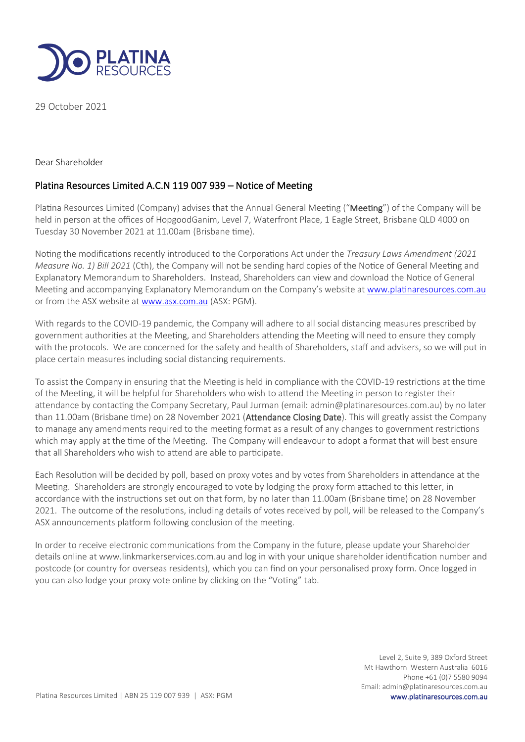29 October 2021

Dear Shareholder

## Platina Resources Limited A.C.N 119 007 939 – Notice of Meeting

Platina Resources Limited (Company) advises that the Annual General Meeting ("**Meeting**") of the Company will be held in person at the offices of HopgoodGanim, Level 7, Waterfront Place, 1 Eagle Street, Brisbane QLD 4000 on Tuesday 30 November 2021 at 11.00am (Brisbane time).

Noting the modifications recently introduced to the Corporations Act under the *Treasury Laws Amendment (2021 Measure No. 1) Bill 2021* (Cth), the Company will not be sending hard copies of the Notice of General Meeting and Explanatory Memorandum to Shareholders. Instead, Shareholders can view and download the Notice of General Meeting and accompanying Explanatory Memorandum on the Company's website at www.platinaresources.com.au or from the ASX website at www.asx.com.au (ASX: PGM).

With regards to the COVID-19 pandemic, the Company will adhere to all social distancing measures prescribed by government authorities at the Meeting, and Shareholders attending the Meeting will need to ensure they comply with the protocols. We are concerned for the safety and health of Shareholders, staff and advisers, so we will put in place certain measures including social distancing requirements.

To assist the Company in ensuring that the Meeting is held in compliance with the COVID-19 restrictions at the time of the Meeting, it will be helpful for Shareholders who wish to attend the Meeting in person to register their attendance by contacting the Company Secretary, Paul Jurman (email: admin@platinaresources.com.au) by no later than 11.00am (Brisbane time) on 28 November 2021 (**Attendance Closing Date**). This will greatly assist the Company to manage any amendments required to the meeting format as a result of any changes to government restrictions which may apply at the time of the Meeting. The Company will endeavour to adopt a format that will best ensure that all Shareholders who wish to attend are able to participate.

Each Resolution will be decided by poll, based on proxy votes and by votes from Shareholders in attendance at the Meeting. Shareholders are strongly encouraged to vote by lodging the proxy form attached to this letter, in accordance with the instructions set out on that form, by no later than 11.00am (Brisbane time) on 28 November 2021. The outcome of the resolutions, including details of votes received by poll, will be released to the Company's ASX announcements platform following conclusion of the meeting.

In order to receive electronic communications from the Company in the future, please update your Shareholder details online at www.linkmarkerservices.com.au and log in with your unique shareholder identification number and postcode (or country for overseas residents), which you can find on your personalised proxy form. Once logged in you can also lodge your proxy vote online by clicking on the "Voting" tab.

Level 2, Suite 9, 389 Oxford Street
Mt Hawthorn Western Australia 6016
Phone +61 (0)7 5580 9094
Email: admin@platinaresources.com.au
www.platinaresources.com.au

Platina Resources Limited | ABN 25 119 007 939 | ASX: PGM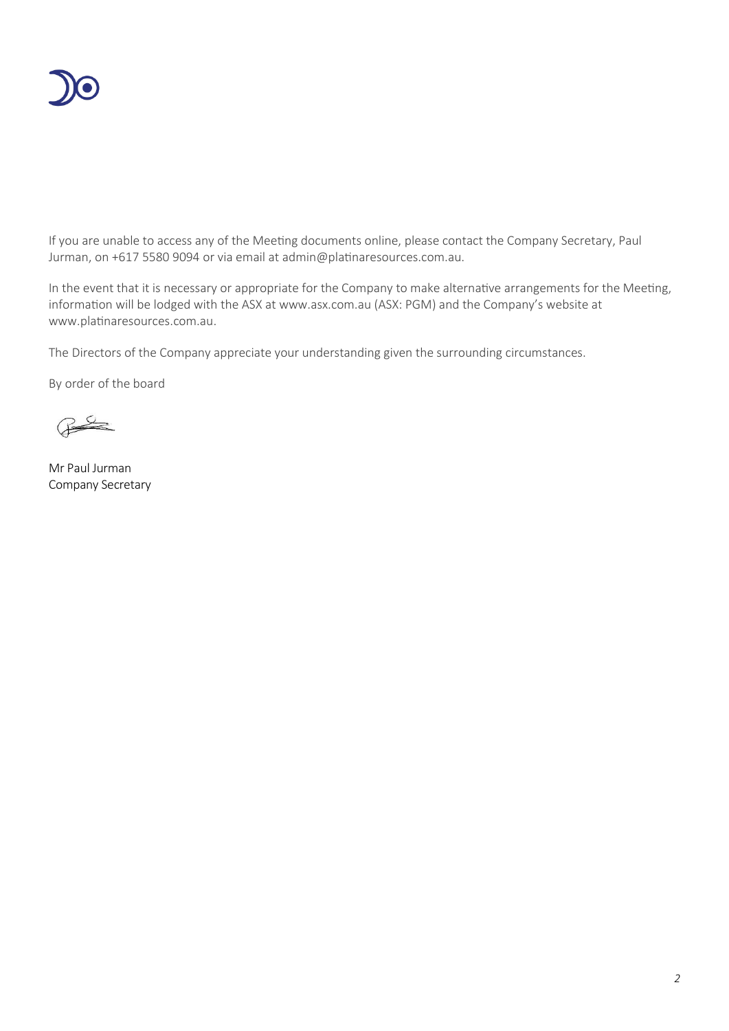If you are unable to access any of the Meeting documents online, please contact the Company Secretary, Paul Jurman, on +617 5580 9094 or via email at admin@platinaresources.com.au.

In the event that it is necessary or appropriate for the Company to make alternative arrangements for the Meeting, information will be lodged with the ASX at www.asx.com.au (ASX: PGM) and the Company's website at www.platinaresources.com.au.

The Directors of the Company appreciate your understanding given the surrounding circumstances.

By order of the board

Mr Paul Jurman
Company Secretary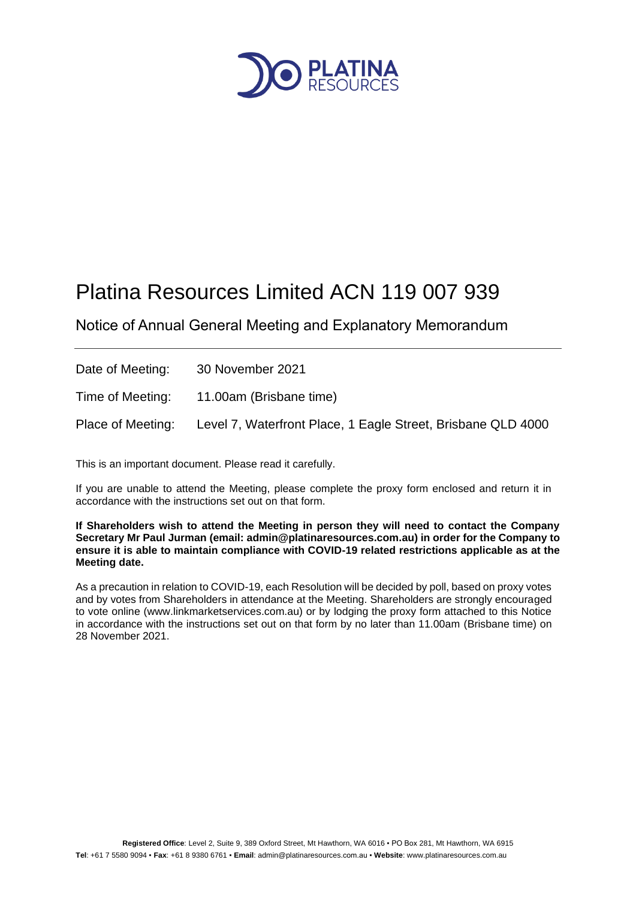# Platina Resources Limited ACN 119 007 939

## Notice of Annual General Meeting and Explanatory Memorandum

| | |
|---|---|
| Date of Meeting: | 30 November 2021 |
| Time of Meeting: | 11.00am (Brisbane time) |
| Place of Meeting: | Level 7, Waterfront Place, 1 Eagle Street, Brisbane QLD 4000 |

This is an important document. Please read it carefully.

If you are unable to attend the Meeting, please complete the proxy form enclosed and return it in accordance with the instructions set out on that form.

**If Shareholders wish to attend the Meeting in person they will need to contact the Company Secretary Mr Paul Jurman (email: admin@platinaresources.com.au) in order for the Company to ensure it is able to maintain compliance with COVID-19 related restrictions applicable as at the Meeting date.**

As a precaution in relation to COVID-19, each Resolution will be decided by poll, based on proxy votes and by votes from Shareholders in attendance at the Meeting. Shareholders are strongly encouraged to vote online (www.linkmarketservices.com.au) or by lodging the proxy form attached to this Notice in accordance with the instructions set out on that form by no later than 11.00am (Brisbane time) on 28 November 2021.

**Registered Office**: Level 2, Suite 9, 389 Oxford Street, Mt Hawthorn, WA 6016 ▪ PO Box 281, Mt Hawthorn, WA 6915
**Tel**: +61 7 5580 9094 ▪ **Fax**: +61 8 9380 6761 ▪ **Email**: admin@platinaresources.com.au ▪ **Website**: www.platinaresources.com.au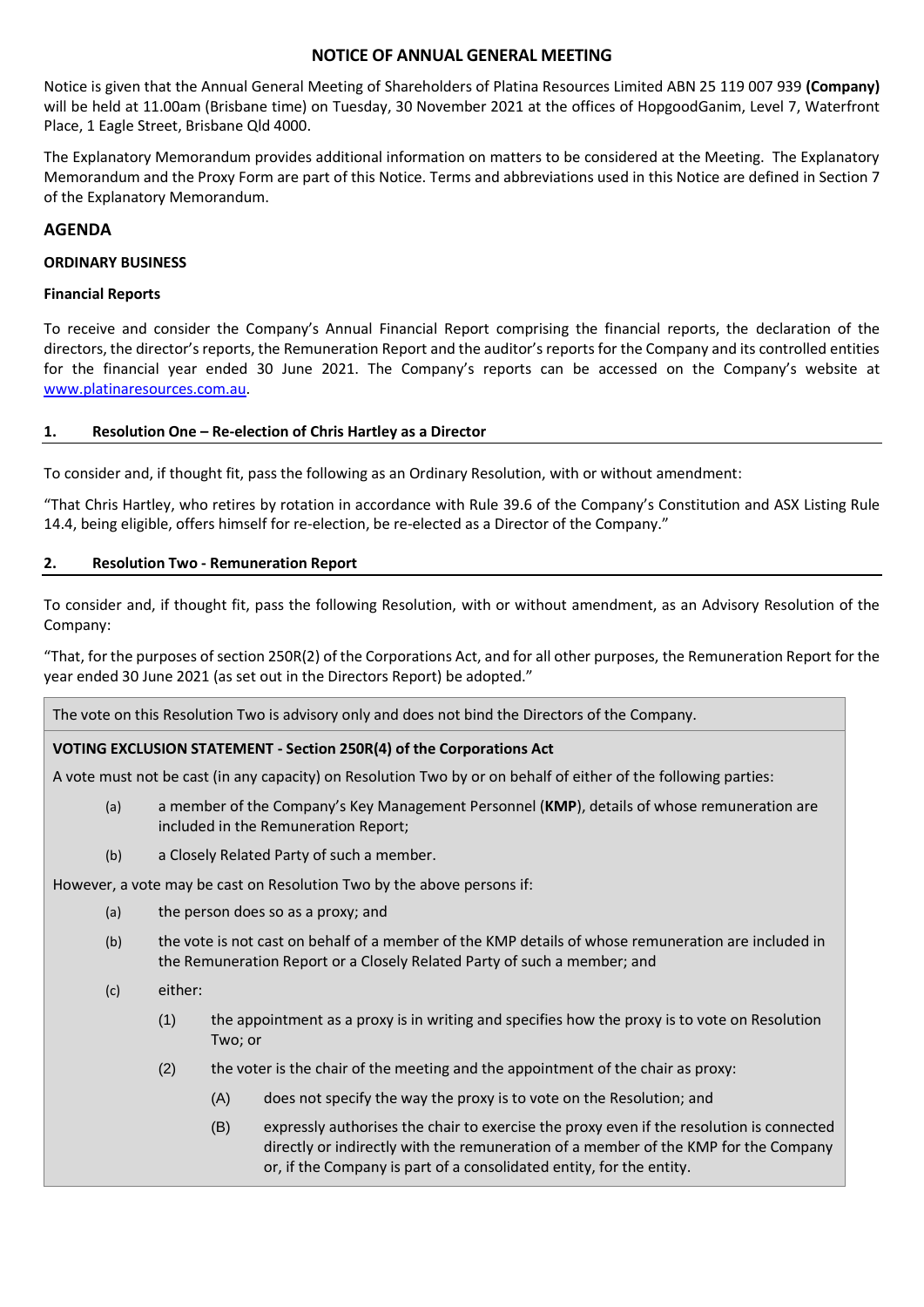# NOTICE OF ANNUAL GENERAL MEETING

Notice is given that the Annual General Meeting of Shareholders of Platina Resources Limited ABN 25 119 007 939 **(Company)** will be held at 11.00am (Brisbane time) on Tuesday, 30 November 2021 at the offices of HopgoodGanim, Level 7, Waterfront Place, 1 Eagle Street, Brisbane Qld 4000.

The Explanatory Memorandum provides additional information on matters to be considered at the Meeting. The Explanatory Memorandum and the Proxy Form are part of this Notice. Terms and abbreviations used in this Notice are defined in Section 7 of the Explanatory Memorandum.

## AGENDA

### ORDINARY BUSINESS

### Financial Reports

To receive and consider the Company's Annual Financial Report comprising the financial reports, the declaration of the directors, the director's reports, the Remuneration Report and the auditor's reports for the Company and its controlled entities for the financial year ended 30 June 2021. The Company's reports can be accessed on the Company's website at www.platinaresources.com.au.

### 1. Resolution One – Re-election of Chris Hartley as a Director

To consider and, if thought fit, pass the following as an Ordinary Resolution, with or without amendment:

"That Chris Hartley, who retires by rotation in accordance with Rule 39.6 of the Company's Constitution and ASX Listing Rule 14.4, being eligible, offers himself for re-election, be re-elected as a Director of the Company."

### 2. Resolution Two - Remuneration Report

To consider and, if thought fit, pass the following Resolution, with or without amendment, as an Advisory Resolution of the Company:

"That, for the purposes of section 250R(2) of the Corporations Act, and for all other purposes, the Remuneration Report for the year ended 30 June 2021 (as set out in the Directors Report) be adopted."

The vote on this Resolution Two is advisory only and does not bind the Directors of the Company.

**VOTING EXCLUSION STATEMENT - Section 250R(4) of the Corporations Act**

A vote must not be cast (in any capacity) on Resolution Two by or on behalf of either of the following parties:

(a) a member of the Company's Key Management Personnel (**KMP**), details of whose remuneration are included in the Remuneration Report;

(b) a Closely Related Party of such a member.

However, a vote may be cast on Resolution Two by the above persons if:

(a) the person does so as a proxy; and

(b) the vote is not cast on behalf of a member of the KMP details of whose remuneration are included in the Remuneration Report or a Closely Related Party of such a member; and

(c) either:

(1) the appointment as a proxy is in writing and specifies how the proxy is to vote on Resolution Two; or

(2) the voter is the chair of the meeting and the appointment of the chair as proxy:

(A) does not specify the way the proxy is to vote on the Resolution; and

(B) expressly authorises the chair to exercise the proxy even if the resolution is connected directly or indirectly with the remuneration of a member of the KMP for the Company or, if the Company is part of a consolidated entity, for the entity.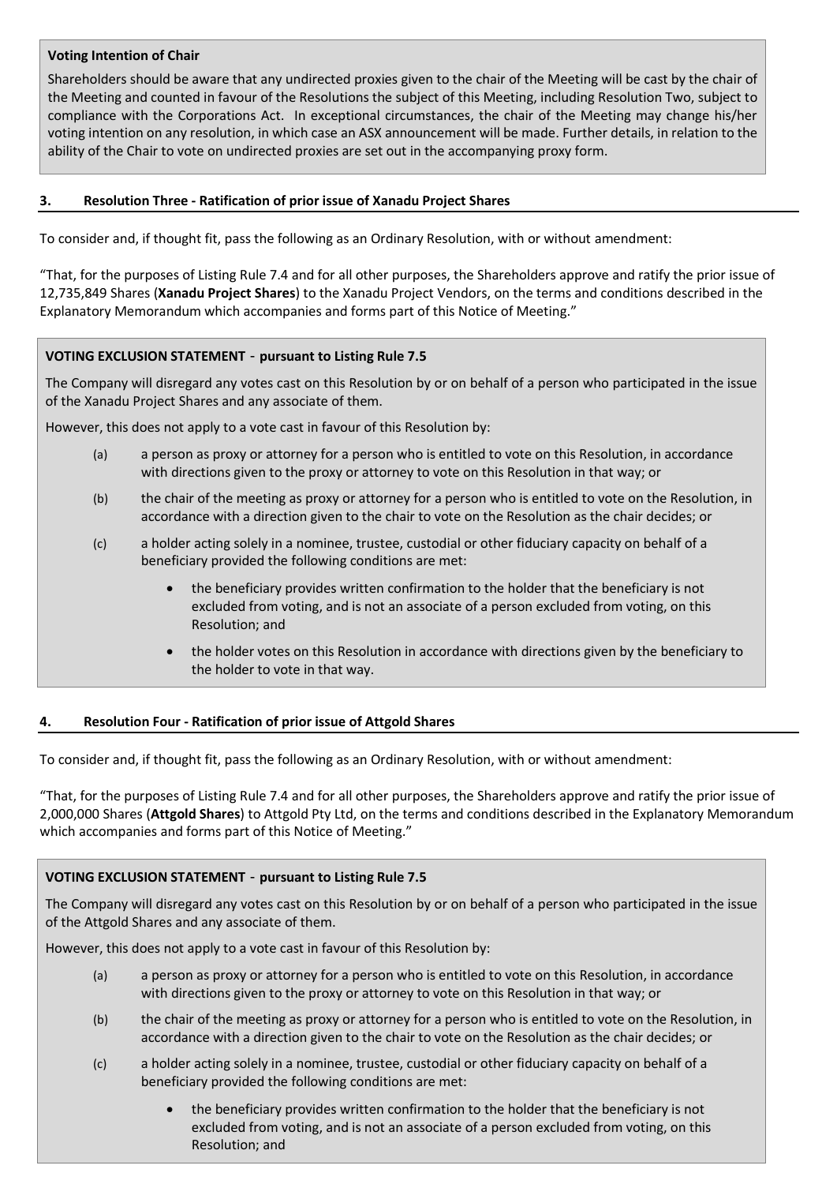**Voting Intention of Chair**

Shareholders should be aware that any undirected proxies given to the chair of the Meeting will be cast by the chair of the Meeting and counted in favour of the Resolutions the subject of this Meeting, including Resolution Two, subject to compliance with the Corporations Act. In exceptional circumstances, the chair of the Meeting may change his/her voting intention on any resolution, in which case an ASX announcement will be made. Further details, in relation to the ability of the Chair to vote on undirected proxies are set out in the accompanying proxy form.

## 3. Resolution Three - Ratification of prior issue of Xanadu Project Shares

To consider and, if thought fit, pass the following as an Ordinary Resolution, with or without amendment:

"That, for the purposes of Listing Rule 7.4 and for all other purposes, the Shareholders approve and ratify the prior issue of 12,735,849 Shares (**Xanadu Project Shares**) to the Xanadu Project Vendors, on the terms and conditions described in the Explanatory Memorandum which accompanies and forms part of this Notice of Meeting."

**VOTING EXCLUSION STATEMENT - pursuant to Listing Rule 7.5**

The Company will disregard any votes cast on this Resolution by or on behalf of a person who participated in the issue of the Xanadu Project Shares and any associate of them.

However, this does not apply to a vote cast in favour of this Resolution by:

(a) a person as proxy or attorney for a person who is entitled to vote on this Resolution, in accordance with directions given to the proxy or attorney to vote on this Resolution in that way; or

(b) the chair of the meeting as proxy or attorney for a person who is entitled to vote on the Resolution, in accordance with a direction given to the chair to vote on the Resolution as the chair decides; or

(c) a holder acting solely in a nominee, trustee, custodial or other fiduciary capacity on behalf of a beneficiary provided the following conditions are met:

- the beneficiary provides written confirmation to the holder that the beneficiary is not excluded from voting, and is not an associate of a person excluded from voting, on this Resolution; and
- the holder votes on this Resolution in accordance with directions given by the beneficiary to the holder to vote in that way.

## 4. Resolution Four - Ratification of prior issue of Attgold Shares

To consider and, if thought fit, pass the following as an Ordinary Resolution, with or without amendment:

"That, for the purposes of Listing Rule 7.4 and for all other purposes, the Shareholders approve and ratify the prior issue of 2,000,000 Shares (**Attgold Shares**) to Attgold Pty Ltd, on the terms and conditions described in the Explanatory Memorandum which accompanies and forms part of this Notice of Meeting."

**VOTING EXCLUSION STATEMENT - pursuant to Listing Rule 7.5**

The Company will disregard any votes cast on this Resolution by or on behalf of a person who participated in the issue of the Attgold Shares and any associate of them.

However, this does not apply to a vote cast in favour of this Resolution by:

(a) a person as proxy or attorney for a person who is entitled to vote on this Resolution, in accordance with directions given to the proxy or attorney to vote on this Resolution in that way; or

(b) the chair of the meeting as proxy or attorney for a person who is entitled to vote on the Resolution, in accordance with a direction given to the chair to vote on the Resolution as the chair decides; or

(c) a holder acting solely in a nominee, trustee, custodial or other fiduciary capacity on behalf of a beneficiary provided the following conditions are met:

- the beneficiary provides written confirmation to the holder that the beneficiary is not excluded from voting, and is not an associate of a person excluded from voting, on this Resolution; and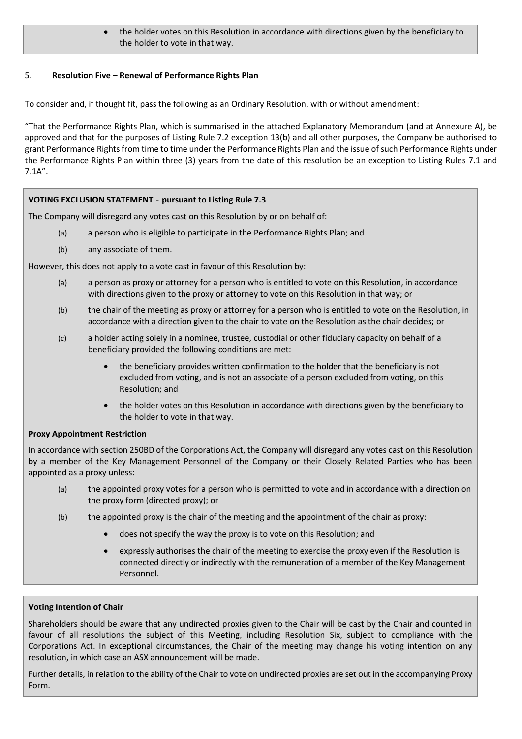- the holder votes on this Resolution in accordance with directions given by the beneficiary to the holder to vote in that way.

## 5. Resolution Five – Renewal of Performance Rights Plan

To consider and, if thought fit, pass the following as an Ordinary Resolution, with or without amendment:

"That the Performance Rights Plan, which is summarised in the attached Explanatory Memorandum (and at Annexure A), be approved and that for the purposes of Listing Rule 7.2 exception 13(b) and all other purposes, the Company be authorised to grant Performance Rights from time to time under the Performance Rights Plan and the issue of such Performance Rights under the Performance Rights Plan within three (3) years from the date of this resolution be an exception to Listing Rules 7.1 and 7.1A".

**VOTING EXCLUSION STATEMENT - pursuant to Listing Rule 7.3**

The Company will disregard any votes cast on this Resolution by or on behalf of:

(a) a person who is eligible to participate in the Performance Rights Plan; and

(b) any associate of them.

However, this does not apply to a vote cast in favour of this Resolution by:

(a) a person as proxy or attorney for a person who is entitled to vote on this Resolution, in accordance with directions given to the proxy or attorney to vote on this Resolution in that way; or

(b) the chair of the meeting as proxy or attorney for a person who is entitled to vote on the Resolution, in accordance with a direction given to the chair to vote on the Resolution as the chair decides; or

(c) a holder acting solely in a nominee, trustee, custodial or other fiduciary capacity on behalf of a beneficiary provided the following conditions are met:

- the beneficiary provides written confirmation to the holder that the beneficiary is not excluded from voting, and is not an associate of a person excluded from voting, on this Resolution; and
- the holder votes on this Resolution in accordance with directions given by the beneficiary to the holder to vote in that way.

**Proxy Appointment Restriction**

In accordance with section 250BD of the Corporations Act, the Company will disregard any votes cast on this Resolution by a member of the Key Management Personnel of the Company or their Closely Related Parties who has been appointed as a proxy unless:

(a) the appointed proxy votes for a person who is permitted to vote and in accordance with a direction on the proxy form (directed proxy); or

(b) the appointed proxy is the chair of the meeting and the appointment of the chair as proxy:

- does not specify the way the proxy is to vote on this Resolution; and
- expressly authorises the chair of the meeting to exercise the proxy even if the Resolution is connected directly or indirectly with the remuneration of a member of the Key Management Personnel.

**Voting Intention of Chair**

Shareholders should be aware that any undirected proxies given to the Chair will be cast by the Chair and counted in favour of all resolutions the subject of this Meeting, including Resolution Six, subject to compliance with the Corporations Act. In exceptional circumstances, the Chair of the meeting may change his voting intention on any resolution, in which case an ASX announcement will be made.

Further details, in relation to the ability of the Chair to vote on undirected proxies are set out in the accompanying Proxy Form.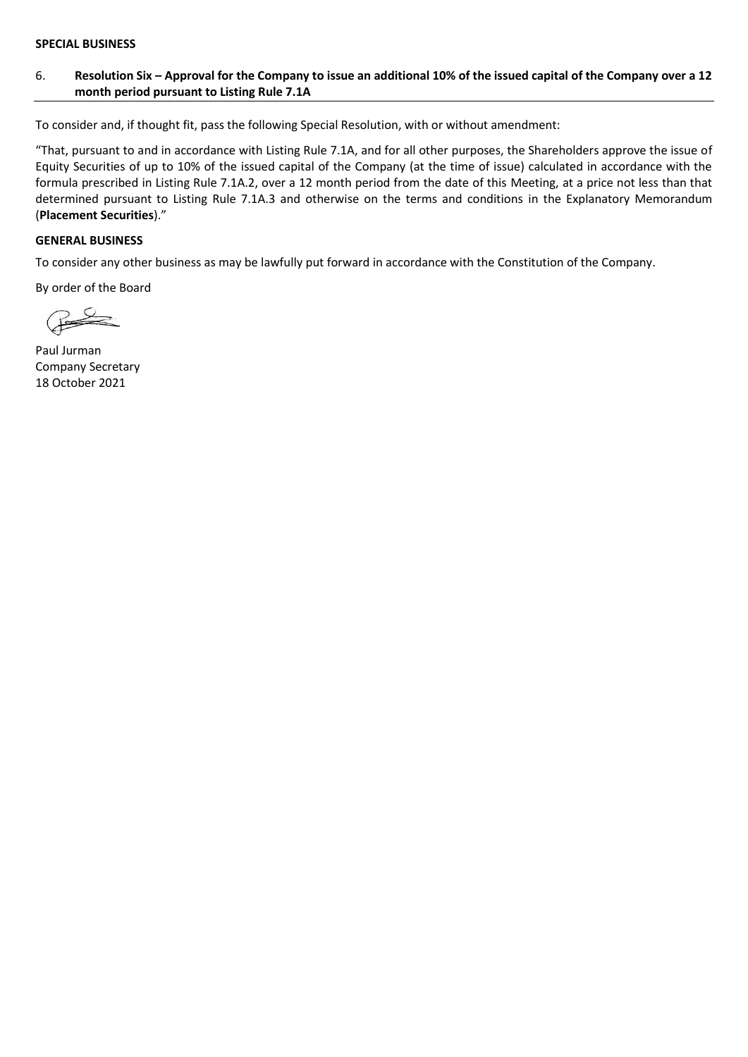**SPECIAL BUSINESS**

6. **Resolution Six – Approval for the Company to issue an additional 10% of the issued capital of the Company over a 12 month period pursuant to Listing Rule 7.1A**

To consider and, if thought fit, pass the following Special Resolution, with or without amendment:

"That, pursuant to and in accordance with Listing Rule 7.1A, and for all other purposes, the Shareholders approve the issue of Equity Securities of up to 10% of the issued capital of the Company (at the time of issue) calculated in accordance with the formula prescribed in Listing Rule 7.1A.2, over a 12 month period from the date of this Meeting, at a price not less than that determined pursuant to Listing Rule 7.1A.3 and otherwise on the terms and conditions in the Explanatory Memorandum (**Placement Securities**)."

**GENERAL BUSINESS**

To consider any other business as may be lawfully put forward in accordance with the Constitution of the Company.

By order of the Board

Paul Jurman
Company Secretary
18 October 2021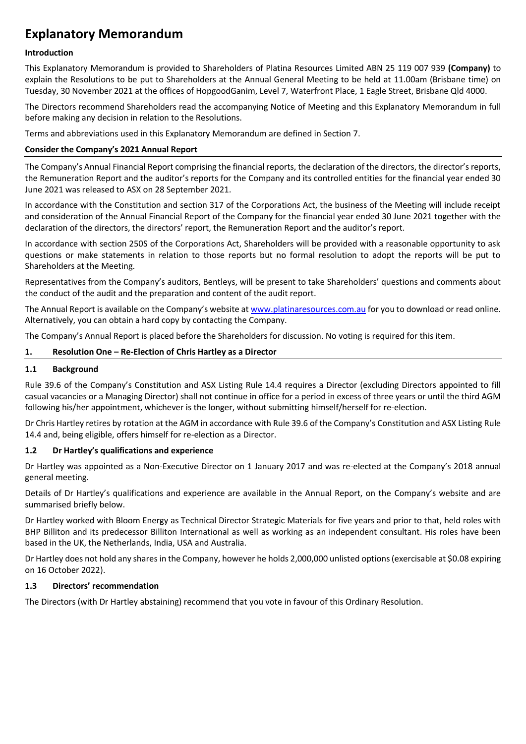# Explanatory Memorandum

**Introduction**

This Explanatory Memorandum is provided to Shareholders of Platina Resources Limited ABN 25 119 007 939 **(Company)** to explain the Resolutions to be put to Shareholders at the Annual General Meeting to be held at 11.00am (Brisbane time) on Tuesday, 30 November 2021 at the offices of HopgoodGanim, Level 7, Waterfront Place, 1 Eagle Street, Brisbane Qld 4000.

The Directors recommend Shareholders read the accompanying Notice of Meeting and this Explanatory Memorandum in full before making any decision in relation to the Resolutions.

Terms and abbreviations used in this Explanatory Memorandum are defined in Section 7.

## Consider the Company's 2021 Annual Report

The Company's Annual Financial Report comprising the financial reports, the declaration of the directors, the director's reports, the Remuneration Report and the auditor's reports for the Company and its controlled entities for the financial year ended 30 June 2021 was released to ASX on 28 September 2021.

In accordance with the Constitution and section 317 of the Corporations Act, the business of the Meeting will include receipt and consideration of the Annual Financial Report of the Company for the financial year ended 30 June 2021 together with the declaration of the directors, the directors' report, the Remuneration Report and the auditor's report.

In accordance with section 250S of the Corporations Act, Shareholders will be provided with a reasonable opportunity to ask questions or make statements in relation to those reports but no formal resolution to adopt the reports will be put to Shareholders at the Meeting.

Representatives from the Company's auditors, Bentleys, will be present to take Shareholders' questions and comments about the conduct of the audit and the preparation and content of the audit report.

The Annual Report is available on the Company's website at [www.platinaresources.com.au](http://www.platinaresources.com.au) for you to download or read online. Alternatively, you can obtain a hard copy by contacting the Company.

The Company's Annual Report is placed before the Shareholders for discussion. No voting is required for this item.

## 1. Resolution One – Re-Election of Chris Hartley as a Director

### 1.1 Background

Rule 39.6 of the Company's Constitution and ASX Listing Rule 14.4 requires a Director (excluding Directors appointed to fill casual vacancies or a Managing Director) shall not continue in office for a period in excess of three years or until the third AGM following his/her appointment, whichever is the longer, without submitting himself/herself for re-election.

Dr Chris Hartley retires by rotation at the AGM in accordance with Rule 39.6 of the Company's Constitution and ASX Listing Rule 14.4 and, being eligible, offers himself for re-election as a Director.

### 1.2 Dr Hartley's qualifications and experience

Dr Hartley was appointed as a Non-Executive Director on 1 January 2017 and was re-elected at the Company's 2018 annual general meeting.

Details of Dr Hartley's qualifications and experience are available in the Annual Report, on the Company's website and are summarised briefly below.

Dr Hartley worked with Bloom Energy as Technical Director Strategic Materials for five years and prior to that, held roles with BHP Billiton and its predecessor Billiton International as well as working as an independent consultant. His roles have been based in the UK, the Netherlands, India, USA and Australia.

Dr Hartley does not hold any shares in the Company, however he holds 2,000,000 unlisted options (exercisable at $0.08 expiring on 16 October 2022).

### 1.3 Directors' recommendation

The Directors (with Dr Hartley abstaining) recommend that you vote in favour of this Ordinary Resolution.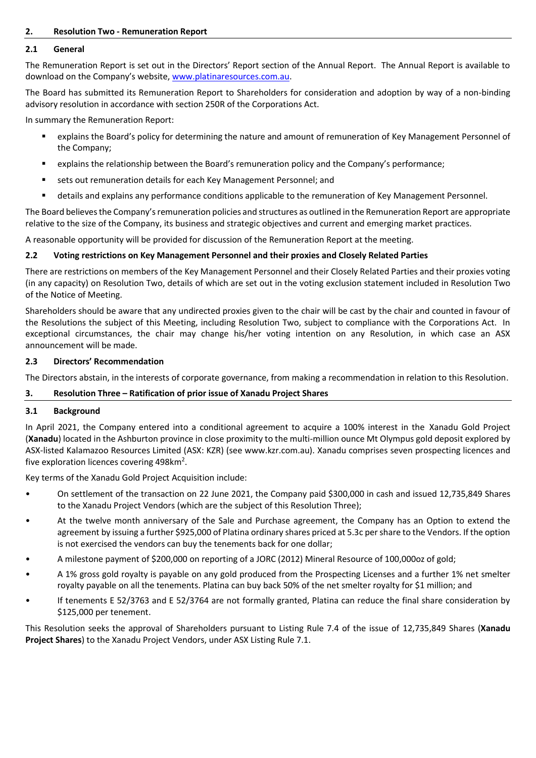## 2. Resolution Two - Remuneration Report

### 2.1 General

The Remuneration Report is set out in the Directors' Report section of the Annual Report. The Annual Report is available to download on the Company's website, www.platinaresources.com.au.

The Board has submitted its Remuneration Report to Shareholders for consideration and adoption by way of a non-binding advisory resolution in accordance with section 250R of the Corporations Act.

In summary the Remuneration Report:

- explains the Board's policy for determining the nature and amount of remuneration of Key Management Personnel of the Company;
- explains the relationship between the Board's remuneration policy and the Company's performance;
- sets out remuneration details for each Key Management Personnel; and
- details and explains any performance conditions applicable to the remuneration of Key Management Personnel.

The Board believes the Company's remuneration policies and structures as outlined in the Remuneration Report are appropriate relative to the size of the Company, its business and strategic objectives and current and emerging market practices.

A reasonable opportunity will be provided for discussion of the Remuneration Report at the meeting.

### 2.2 Voting restrictions on Key Management Personnel and their proxies and Closely Related Parties

There are restrictions on members of the Key Management Personnel and their Closely Related Parties and their proxies voting (in any capacity) on Resolution Two, details of which are set out in the voting exclusion statement included in Resolution Two of the Notice of Meeting.

Shareholders should be aware that any undirected proxies given to the chair will be cast by the chair and counted in favour of the Resolutions the subject of this Meeting, including Resolution Two, subject to compliance with the Corporations Act. In exceptional circumstances, the chair may change his/her voting intention on any Resolution, in which case an ASX announcement will be made.

### 2.3 Directors' Recommendation

The Directors abstain, in the interests of corporate governance, from making a recommendation in relation to this Resolution.

## 3. Resolution Three – Ratification of prior issue of Xanadu Project Shares

### 3.1 Background

In April 2021, the Company entered into a conditional agreement to acquire a 100% interest in the Xanadu Gold Project (**Xanadu**) located in the Ashburton province in close proximity to the multi-million ounce Mt Olympus gold deposit explored by ASX-listed Kalamazoo Resources Limited (ASX: KZR) (see www.kzr.com.au). Xanadu comprises seven prospecting licences and five exploration licences covering 498km$^2$.

Key terms of the Xanadu Gold Project Acquisition include:

- On settlement of the transaction on 22 June 2021, the Company paid $300,000 in cash and issued 12,735,849 Shares to the Xanadu Project Vendors (which are the subject of this Resolution Three);
- At the twelve month anniversary of the Sale and Purchase agreement, the Company has an Option to extend the agreement by issuing a further $925,000 of Platina ordinary shares priced at 5.3c per share to the Vendors. If the option is not exercised the vendors can buy the tenements back for one dollar;
- A milestone payment of $200,000 on reporting of a JORC (2012) Mineral Resource of 100,000oz of gold;
- A 1% gross gold royalty is payable on any gold produced from the Prospecting Licenses and a further 1% net smelter royalty payable on all the tenements. Platina can buy back 50% of the net smelter royalty for $1 million; and
- If tenements E 52/3763 and E 52/3764 are not formally granted, Platina can reduce the final share consideration by $125,000 per tenement.

This Resolution seeks the approval of Shareholders pursuant to Listing Rule 7.4 of the issue of 12,735,849 Shares (**Xanadu Project Shares**) to the Xanadu Project Vendors, under ASX Listing Rule 7.1.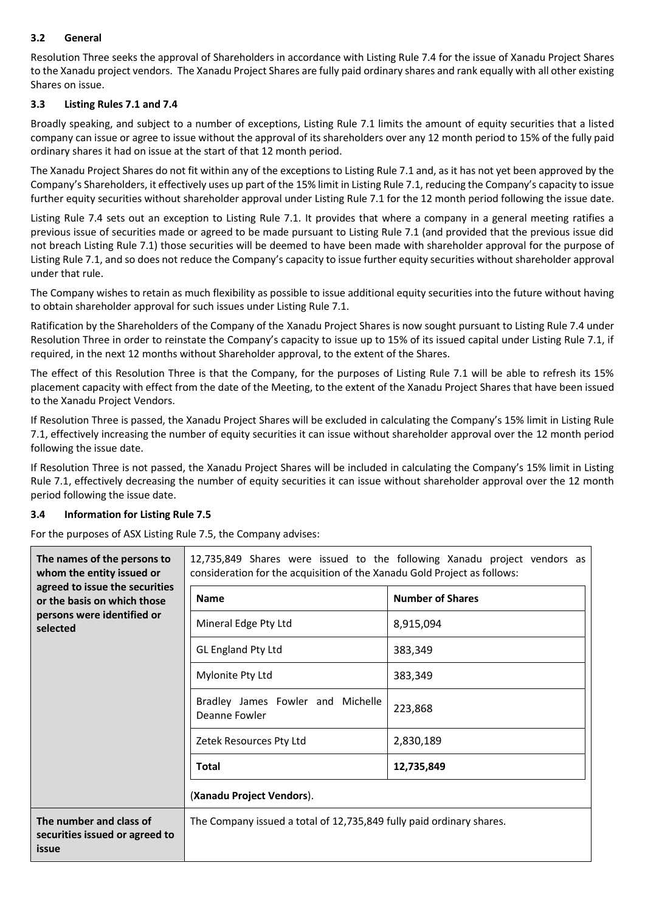### 3.2 General

Resolution Three seeks the approval of Shareholders in accordance with Listing Rule 7.4 for the issue of Xanadu Project Shares to the Xanadu project vendors. The Xanadu Project Shares are fully paid ordinary shares and rank equally with all other existing Shares on issue.

### 3.3 Listing Rules 7.1 and 7.4

Broadly speaking, and subject to a number of exceptions, Listing Rule 7.1 limits the amount of equity securities that a listed company can issue or agree to issue without the approval of its shareholders over any 12 month period to 15% of the fully paid ordinary shares it had on issue at the start of that 12 month period.

The Xanadu Project Shares do not fit within any of the exceptions to Listing Rule 7.1 and, as it has not yet been approved by the Company's Shareholders, it effectively uses up part of the 15% limit in Listing Rule 7.1, reducing the Company's capacity to issue further equity securities without shareholder approval under Listing Rule 7.1 for the 12 month period following the issue date.

Listing Rule 7.4 sets out an exception to Listing Rule 7.1. It provides that where a company in a general meeting ratifies a previous issue of securities made or agreed to be made pursuant to Listing Rule 7.1 (and provided that the previous issue did not breach Listing Rule 7.1) those securities will be deemed to have been made with shareholder approval for the purpose of Listing Rule 7.1, and so does not reduce the Company's capacity to issue further equity securities without shareholder approval under that rule.

The Company wishes to retain as much flexibility as possible to issue additional equity securities into the future without having to obtain shareholder approval for such issues under Listing Rule 7.1.

Ratification by the Shareholders of the Company of the Xanadu Project Shares is now sought pursuant to Listing Rule 7.4 under Resolution Three in order to reinstate the Company's capacity to issue up to 15% of its issued capital under Listing Rule 7.1, if required, in the next 12 months without Shareholder approval, to the extent of the Shares.

The effect of this Resolution Three is that the Company, for the purposes of Listing Rule 7.1 will be able to refresh its 15% placement capacity with effect from the date of the Meeting, to the extent of the Xanadu Project Shares that have been issued to the Xanadu Project Vendors.

If Resolution Three is passed, the Xanadu Project Shares will be excluded in calculating the Company's 15% limit in Listing Rule 7.1, effectively increasing the number of equity securities it can issue without shareholder approval over the 12 month period following the issue date.

If Resolution Three is not passed, the Xanadu Project Shares will be included in calculating the Company's 15% limit in Listing Rule 7.1, effectively decreasing the number of equity securities it can issue without shareholder approval over the 12 month period following the issue date.

### 3.4 Information for Listing Rule 7.5

For the purposes of ASX Listing Rule 7.5, the Company advises:

| | | |
|---|---|---|
| **The names of the persons to whom the entity issued or agreed to issue the securities or the basis on which those persons were identified or selected** | 12,735,849 Shares were issued to the following Xanadu project vendors as consideration for the acquisition of the Xanadu Gold Project as follows: | |
| | **Name** | **Number of Shares** |
| | Mineral Edge Pty Ltd | 8,915,094 |
| | GL England Pty Ltd | 383,349 |
| | Mylonite Pty Ltd | 383,349 |
| | Bradley James Fowler and Michelle Deanne Fowler | 223,868 |
| | Zetek Resources Pty Ltd | 2,830,189 |
| | **Total** | **12,735,849** |
| | (**Xanadu Project Vendors**). | |
| **The number and class of securities issued or agreed to issue** | The Company issued a total of 12,735,849 fully paid ordinary shares. | |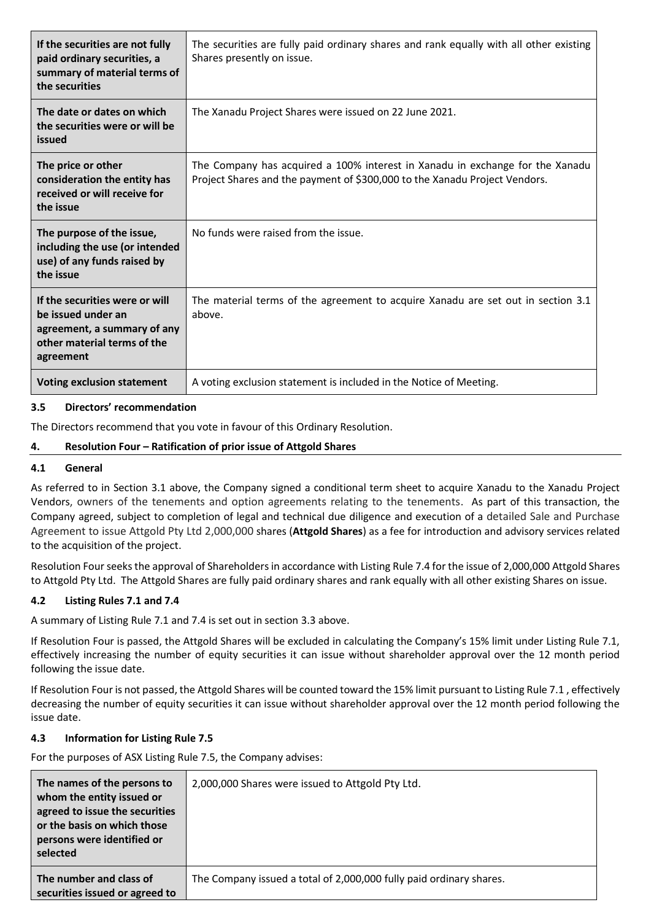| If the securities are not fully paid ordinary securities, a summary of material terms of the securities | The securities are fully paid ordinary shares and rank equally with all other existing Shares presently on issue. |
|---|---|
| The date or dates on which the securities were or will be issued | The Xanadu Project Shares were issued on 22 June 2021. |
| The price or other consideration the entity has received or will receive for the issue | The Company has acquired a 100% interest in Xanadu in exchange for the Xanadu Project Shares and the payment of $300,000 to the Xanadu Project Vendors. |
| The purpose of the issue, including the use (or intended use) of any funds raised by the issue | No funds were raised from the issue. |
| If the securities were or will be issued under an agreement, a summary of any other material terms of the agreement | The material terms of the agreement to acquire Xanadu are set out in section 3.1 above. |
| Voting exclusion statement | A voting exclusion statement is included in the Notice of Meeting. |

### 3.5 Directors' recommendation

The Directors recommend that you vote in favour of this Ordinary Resolution.

## 4. Resolution Four – Ratification of prior issue of Attgold Shares

### 4.1 General

As referred to in Section 3.1 above, the Company signed a conditional term sheet to acquire Xanadu to the Xanadu Project Vendors, owners of the tenements and option agreements relating to the tenements. As part of this transaction, the Company agreed, subject to completion of legal and technical due diligence and execution of a detailed Sale and Purchase Agreement to issue Attgold Pty Ltd 2,000,000 shares (**Attgold Shares**) as a fee for introduction and advisory services related to the acquisition of the project.

Resolution Four seeks the approval of Shareholders in accordance with Listing Rule 7.4 for the issue of 2,000,000 Attgold Shares to Attgold Pty Ltd. The Attgold Shares are fully paid ordinary shares and rank equally with all other existing Shares on issue.

### 4.2 Listing Rules 7.1 and 7.4

A summary of Listing Rule 7.1 and 7.4 is set out in section 3.3 above.

If Resolution Four is passed, the Attgold Shares will be excluded in calculating the Company's 15% limit under Listing Rule 7.1, effectively increasing the number of equity securities it can issue without shareholder approval over the 12 month period following the issue date.

If Resolution Four is not passed, the Attgold Shares will be counted toward the 15% limit pursuant to Listing Rule 7.1 , effectively decreasing the number of equity securities it can issue without shareholder approval over the 12 month period following the issue date.

### 4.3 Information for Listing Rule 7.5

For the purposes of ASX Listing Rule 7.5, the Company advises:

| The names of the persons to whom the entity issued or agreed to issue the securities or the basis on which those persons were identified or selected | 2,000,000 Shares were issued to Attgold Pty Ltd. |
|---|---|
| The number and class of securities issued or agreed to | The Company issued a total of 2,000,000 fully paid ordinary shares. |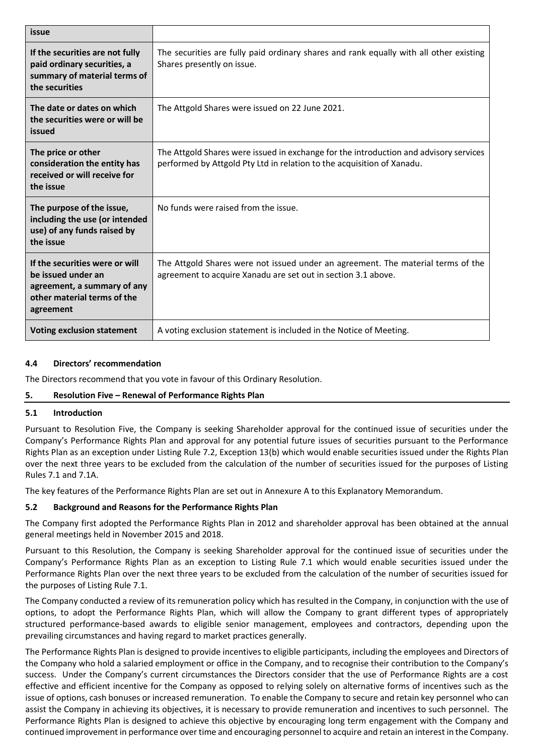| issue | |
|---|---|
| **If the securities are not fully paid ordinary securities, a summary of material terms of the securities** | The securities are fully paid ordinary shares and rank equally with all other existing Shares presently on issue. |
| **The date or dates on which the securities were or will be issued** | The Attgold Shares were issued on 22 June 2021. |
| **The price or other consideration the entity has received or will receive for the issue** | The Attgold Shares were issued in exchange for the introduction and advisory services performed by Attgold Pty Ltd in relation to the acquisition of Xanadu. |
| **The purpose of the issue, including the use (or intended use) of any funds raised by the issue** | No funds were raised from the issue. |
| **If the securities were or will be issued under an agreement, a summary of any other material terms of the agreement** | The Attgold Shares were not issued under an agreement. The material terms of the agreement to acquire Xanadu are set out in section 3.1 above. |
| **Voting exclusion statement** | A voting exclusion statement is included in the Notice of Meeting. |

### 4.4 Directors' recommendation

The Directors recommend that you vote in favour of this Ordinary Resolution.

## 5. Resolution Five – Renewal of Performance Rights Plan

### 5.1 Introduction

Pursuant to Resolution Five, the Company is seeking Shareholder approval for the continued issue of securities under the Company's Performance Rights Plan and approval for any potential future issues of securities pursuant to the Performance Rights Plan as an exception under Listing Rule 7.2, Exception 13(b) which would enable securities issued under the Rights Plan over the next three years to be excluded from the calculation of the number of securities issued for the purposes of Listing Rules 7.1 and 7.1A.

The key features of the Performance Rights Plan are set out in Annexure A to this Explanatory Memorandum.

### 5.2 Background and Reasons for the Performance Rights Plan

The Company first adopted the Performance Rights Plan in 2012 and shareholder approval has been obtained at the annual general meetings held in November 2015 and 2018.

Pursuant to this Resolution, the Company is seeking Shareholder approval for the continued issue of securities under the Company's Performance Rights Plan as an exception to Listing Rule 7.1 which would enable securities issued under the Performance Rights Plan over the next three years to be excluded from the calculation of the number of securities issued for the purposes of Listing Rule 7.1.

The Company conducted a review of its remuneration policy which has resulted in the Company, in conjunction with the use of options, to adopt the Performance Rights Plan, which will allow the Company to grant different types of appropriately structured performance-based awards to eligible senior management, employees and contractors, depending upon the prevailing circumstances and having regard to market practices generally.

The Performance Rights Plan is designed to provide incentives to eligible participants, including the employees and Directors of the Company who hold a salaried employment or office in the Company, and to recognise their contribution to the Company's success. Under the Company's current circumstances the Directors consider that the use of Performance Rights are a cost effective and efficient incentive for the Company as opposed to relying solely on alternative forms of incentives such as the issue of options, cash bonuses or increased remuneration. To enable the Company to secure and retain key personnel who can assist the Company in achieving its objectives, it is necessary to provide remuneration and incentives to such personnel. The Performance Rights Plan is designed to achieve this objective by encouraging long term engagement with the Company and continued improvement in performance over time and encouraging personnel to acquire and retain an interest in the Company.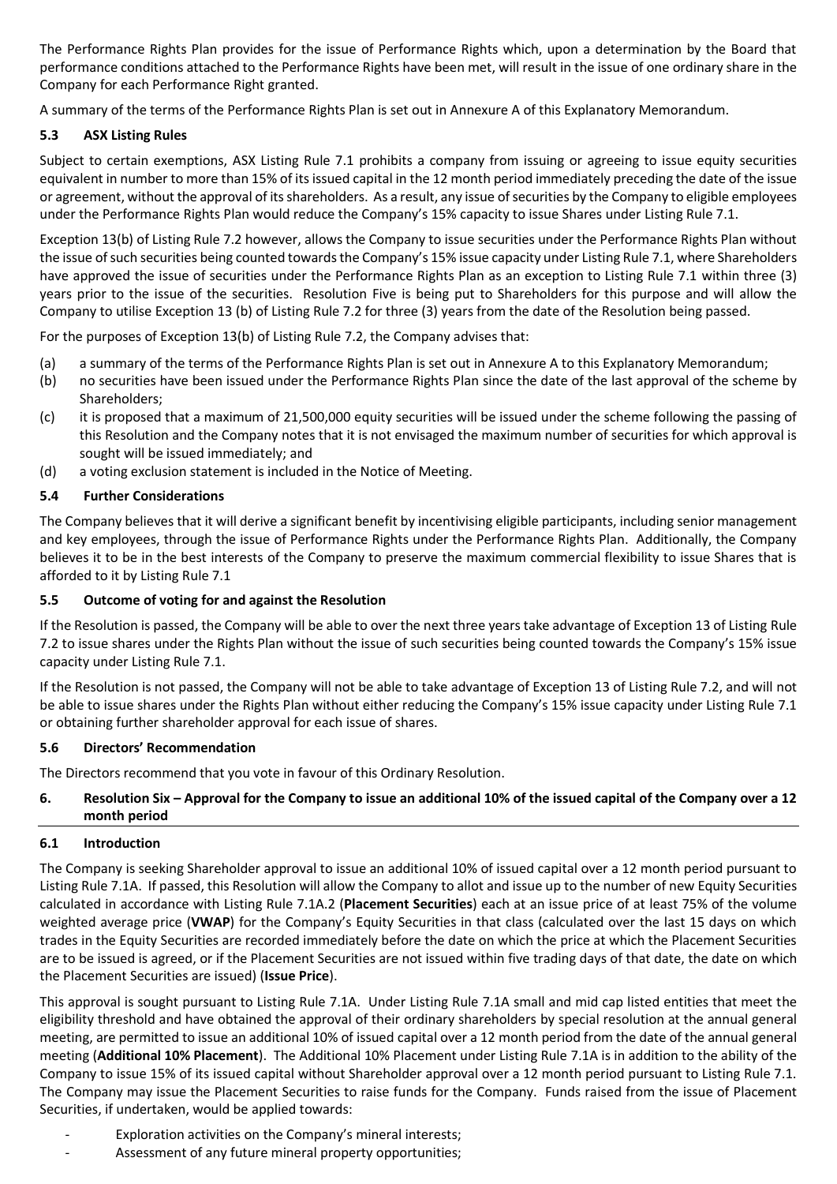The Performance Rights Plan provides for the issue of Performance Rights which, upon a determination by the Board that performance conditions attached to the Performance Rights have been met, will result in the issue of one ordinary share in the Company for each Performance Right granted.

A summary of the terms of the Performance Rights Plan is set out in Annexure A of this Explanatory Memorandum.

### 5.3 ASX Listing Rules

Subject to certain exemptions, ASX Listing Rule 7.1 prohibits a company from issuing or agreeing to issue equity securities equivalent in number to more than 15% of its issued capital in the 12 month period immediately preceding the date of the issue or agreement, without the approval of its shareholders. As a result, any issue of securities by the Company to eligible employees under the Performance Rights Plan would reduce the Company's 15% capacity to issue Shares under Listing Rule 7.1.

Exception 13(b) of Listing Rule 7.2 however, allows the Company to issue securities under the Performance Rights Plan without the issue of such securities being counted towards the Company's 15% issue capacity under Listing Rule 7.1, where Shareholders have approved the issue of securities under the Performance Rights Plan as an exception to Listing Rule 7.1 within three (3) years prior to the issue of the securities. Resolution Five is being put to Shareholders for this purpose and will allow the Company to utilise Exception 13 (b) of Listing Rule 7.2 for three (3) years from the date of the Resolution being passed.

For the purposes of Exception 13(b) of Listing Rule 7.2, the Company advises that:

(a) a summary of the terms of the Performance Rights Plan is set out in Annexure A to this Explanatory Memorandum;

(b) no securities have been issued under the Performance Rights Plan since the date of the last approval of the scheme by Shareholders;

(c) it is proposed that a maximum of 21,500,000 equity securities will be issued under the scheme following the passing of this Resolution and the Company notes that it is not envisaged the maximum number of securities for which approval is sought will be issued immediately; and

(d) a voting exclusion statement is included in the Notice of Meeting.

### 5.4 Further Considerations

The Company believes that it will derive a significant benefit by incentivising eligible participants, including senior management and key employees, through the issue of Performance Rights under the Performance Rights Plan. Additionally, the Company believes it to be in the best interests of the Company to preserve the maximum commercial flexibility to issue Shares that is afforded to it by Listing Rule 7.1

### 5.5 Outcome of voting for and against the Resolution

If the Resolution is passed, the Company will be able to over the next three years take advantage of Exception 13 of Listing Rule 7.2 to issue shares under the Rights Plan without the issue of such securities being counted towards the Company's 15% issue capacity under Listing Rule 7.1.

If the Resolution is not passed, the Company will not be able to take advantage of Exception 13 of Listing Rule 7.2, and will not be able to issue shares under the Rights Plan without either reducing the Company's 15% issue capacity under Listing Rule 7.1 or obtaining further shareholder approval for each issue of shares.

### 5.6 Directors' Recommendation

The Directors recommend that you vote in favour of this Ordinary Resolution.

## 6. Resolution Six – Approval for the Company to issue an additional 10% of the issued capital of the Company over a 12 month period

### 6.1 Introduction

The Company is seeking Shareholder approval to issue an additional 10% of issued capital over a 12 month period pursuant to Listing Rule 7.1A. If passed, this Resolution will allow the Company to allot and issue up to the number of new Equity Securities calculated in accordance with Listing Rule 7.1A.2 (**Placement Securities**) each at an issue price of at least 75% of the volume weighted average price (**VWAP**) for the Company's Equity Securities in that class (calculated over the last 15 days on which trades in the Equity Securities are recorded immediately before the date on which the price at which the Placement Securities are to be issued is agreed, or if the Placement Securities are not issued within five trading days of that date, the date on which the Placement Securities are issued) (**Issue Price**).

This approval is sought pursuant to Listing Rule 7.1A. Under Listing Rule 7.1A small and mid cap listed entities that meet the eligibility threshold and have obtained the approval of their ordinary shareholders by special resolution at the annual general meeting, are permitted to issue an additional 10% of issued capital over a 12 month period from the date of the annual general meeting (**Additional 10% Placement**). The Additional 10% Placement under Listing Rule 7.1A is in addition to the ability of the Company to issue 15% of its issued capital without Shareholder approval over a 12 month period pursuant to Listing Rule 7.1. The Company may issue the Placement Securities to raise funds for the Company. Funds raised from the issue of Placement Securities, if undertaken, would be applied towards:

- Exploration activities on the Company's mineral interests;
- Assessment of any future mineral property opportunities;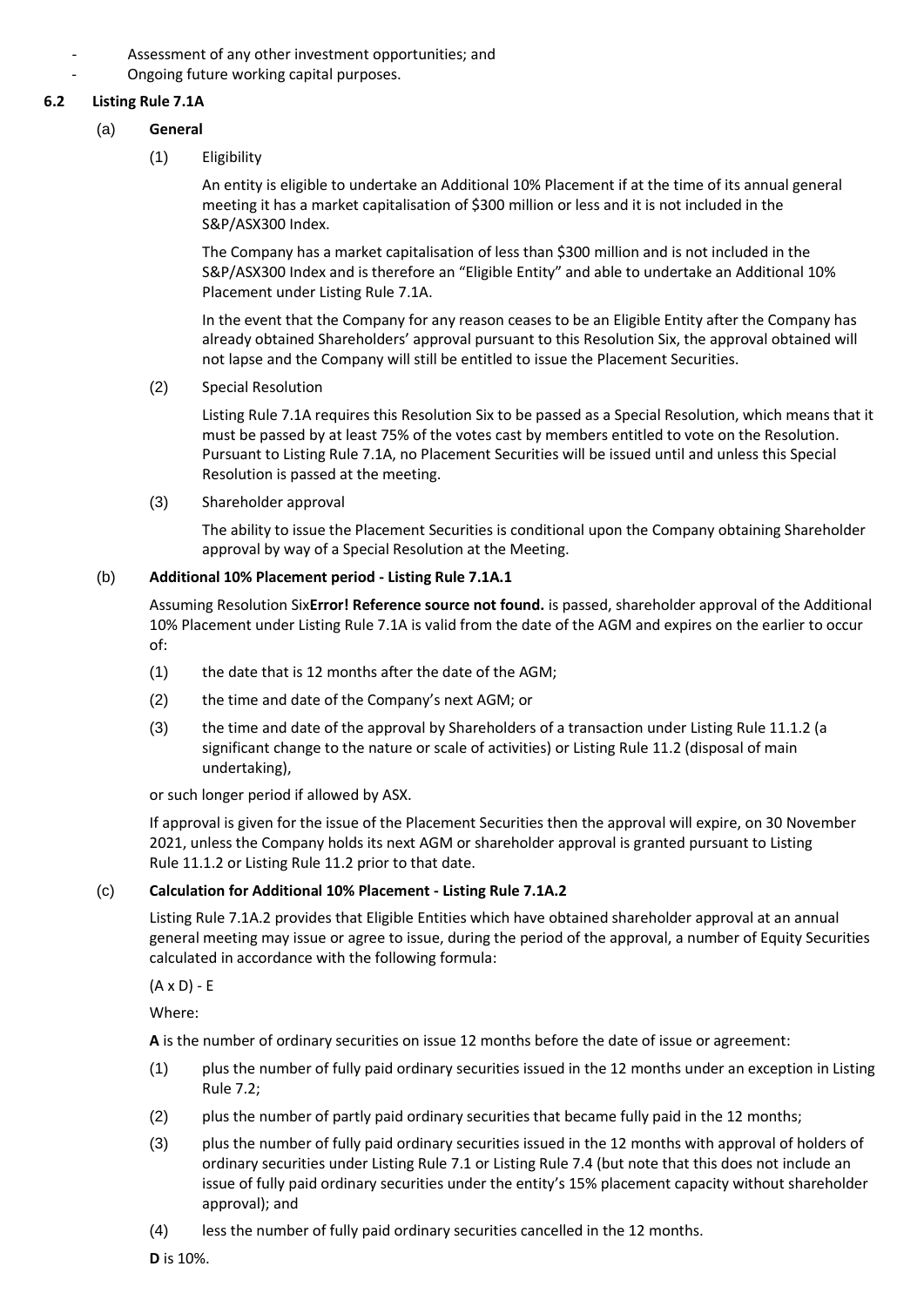- Assessment of any other investment opportunities; and
- Ongoing future working capital purposes.

## 6.2 Listing Rule 7.1A

### (a) General

(1) Eligibility

An entity is eligible to undertake an Additional 10% Placement if at the time of its annual general meeting it has a market capitalisation of $300 million or less and it is not included in the S&P/ASX300 Index.

The Company has a market capitalisation of less than $300 million and is not included in the S&P/ASX300 Index and is therefore an "Eligible Entity" and able to undertake an Additional 10% Placement under Listing Rule 7.1A.

In the event that the Company for any reason ceases to be an Eligible Entity after the Company has already obtained Shareholders' approval pursuant to this Resolution Six, the approval obtained will not lapse and the Company will still be entitled to issue the Placement Securities.

(2) Special Resolution

Listing Rule 7.1A requires this Resolution Six to be passed as a Special Resolution, which means that it must be passed by at least 75% of the votes cast by members entitled to vote on the Resolution. Pursuant to Listing Rule 7.1A, no Placement Securities will be issued until and unless this Special Resolution is passed at the meeting.

(3) Shareholder approval

The ability to issue the Placement Securities is conditional upon the Company obtaining Shareholder approval by way of a Special Resolution at the Meeting.

### (b) Additional 10% Placement period - Listing Rule 7.1A.1

Assuming Resolution Six**Error! Reference source not found.** is passed, shareholder approval of the Additional 10% Placement under Listing Rule 7.1A is valid from the date of the AGM and expires on the earlier to occur of:

(1) the date that is 12 months after the date of the AGM;

(2) the time and date of the Company's next AGM; or

(3) the time and date of the approval by Shareholders of a transaction under Listing Rule 11.1.2 (a significant change to the nature or scale of activities) or Listing Rule 11.2 (disposal of main undertaking),

or such longer period if allowed by ASX.

If approval is given for the issue of the Placement Securities then the approval will expire, on 30 November 2021, unless the Company holds its next AGM or shareholder approval is granted pursuant to Listing Rule 11.1.2 or Listing Rule 11.2 prior to that date.

### (c) Calculation for Additional 10% Placement - Listing Rule 7.1A.2

Listing Rule 7.1A.2 provides that Eligible Entities which have obtained shareholder approval at an annual general meeting may issue or agree to issue, during the period of the approval, a number of Equity Securities calculated in accordance with the following formula:

$(A \times D) - E$

Where:

**A** is the number of ordinary securities on issue 12 months before the date of issue or agreement:

(1) plus the number of fully paid ordinary securities issued in the 12 months under an exception in Listing Rule 7.2;

(2) plus the number of partly paid ordinary securities that became fully paid in the 12 months;

(3) plus the number of fully paid ordinary securities issued in the 12 months with approval of holders of ordinary securities under Listing Rule 7.1 or Listing Rule 7.4 (but note that this does not include an issue of fully paid ordinary securities under the entity's 15% placement capacity without shareholder approval); and

(4) less the number of fully paid ordinary securities cancelled in the 12 months.

**D** is 10%.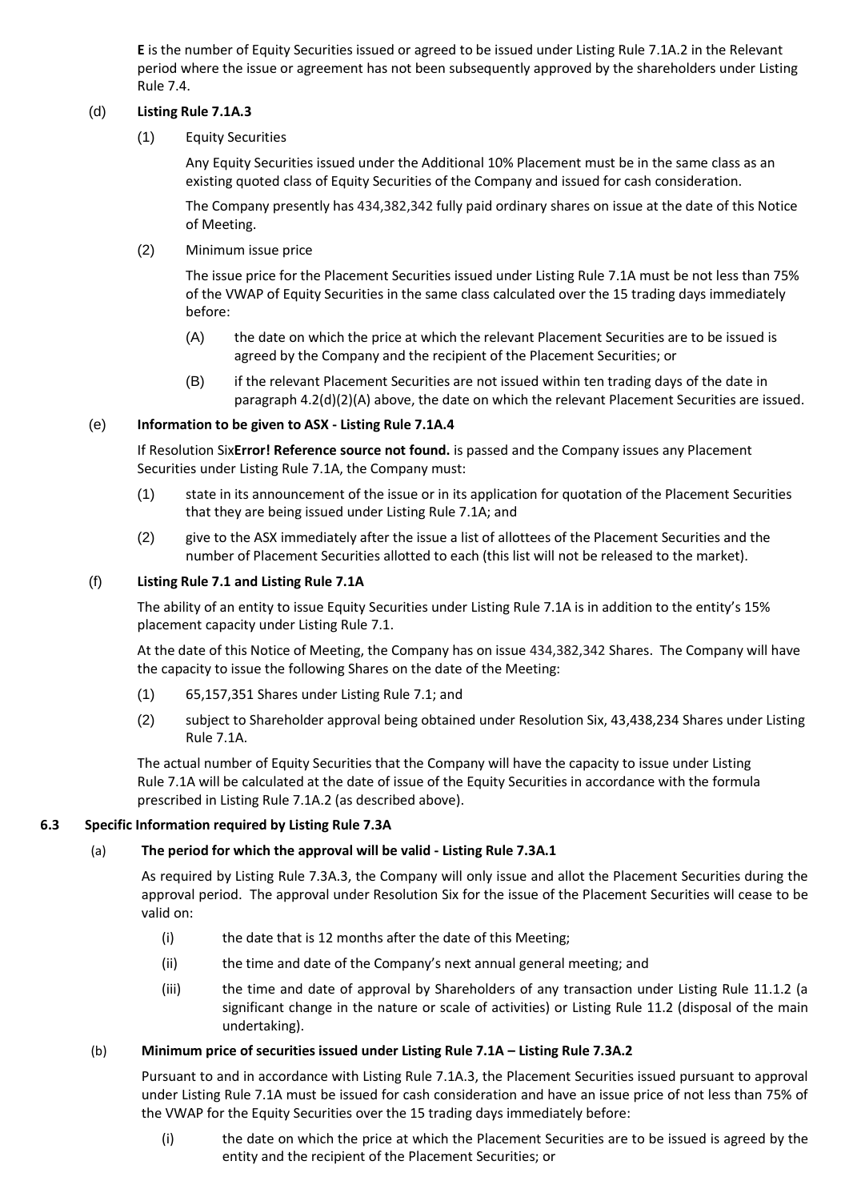**E** is the number of Equity Securities issued or agreed to be issued under Listing Rule 7.1A.2 in the Relevant period where the issue or agreement has not been subsequently approved by the shareholders under Listing Rule 7.4.

(d) **Listing Rule 7.1A.3**

(1) Equity Securities

Any Equity Securities issued under the Additional 10% Placement must be in the same class as an existing quoted class of Equity Securities of the Company and issued for cash consideration.

The Company presently has 434,382,342 fully paid ordinary shares on issue at the date of this Notice of Meeting.

(2) Minimum issue price

The issue price for the Placement Securities issued under Listing Rule 7.1A must be not less than 75% of the VWAP of Equity Securities in the same class calculated over the 15 trading days immediately before:

(A) the date on which the price at which the relevant Placement Securities are to be issued is agreed by the Company and the recipient of the Placement Securities; or

(B) if the relevant Placement Securities are not issued within ten trading days of the date in paragraph 4.2(d)(2)(A) above, the date on which the relevant Placement Securities are issued.

(e) **Information to be given to ASX - Listing Rule 7.1A.4**

If Resolution Six**Error! Reference source not found.** is passed and the Company issues any Placement Securities under Listing Rule 7.1A, the Company must:

(1) state in its announcement of the issue or in its application for quotation of the Placement Securities that they are being issued under Listing Rule 7.1A; and

(2) give to the ASX immediately after the issue a list of allottees of the Placement Securities and the number of Placement Securities allotted to each (this list will not be released to the market).

(f) **Listing Rule 7.1 and Listing Rule 7.1A**

The ability of an entity to issue Equity Securities under Listing Rule 7.1A is in addition to the entity's 15% placement capacity under Listing Rule 7.1.

At the date of this Notice of Meeting, the Company has on issue 434,382,342 Shares. The Company will have the capacity to issue the following Shares on the date of the Meeting:

(1) 65,157,351 Shares under Listing Rule 7.1; and

(2) subject to Shareholder approval being obtained under Resolution Six, 43,438,234 Shares under Listing Rule 7.1A.

The actual number of Equity Securities that the Company will have the capacity to issue under Listing Rule 7.1A will be calculated at the date of issue of the Equity Securities in accordance with the formula prescribed in Listing Rule 7.1A.2 (as described above).

**6.3 Specific Information required by Listing Rule 7.3A**

(a) **The period for which the approval will be valid - Listing Rule 7.3A.1**

As required by Listing Rule 7.3A.3, the Company will only issue and allot the Placement Securities during the approval period. The approval under Resolution Six for the issue of the Placement Securities will cease to be valid on:

(i) the date that is 12 months after the date of this Meeting;

(ii) the time and date of the Company's next annual general meeting; and

(iii) the time and date of approval by Shareholders of any transaction under Listing Rule 11.1.2 (a significant change in the nature or scale of activities) or Listing Rule 11.2 (disposal of the main undertaking).

(b) **Minimum price of securities issued under Listing Rule 7.1A – Listing Rule 7.3A.2**

Pursuant to and in accordance with Listing Rule 7.1A.3, the Placement Securities issued pursuant to approval under Listing Rule 7.1A must be issued for cash consideration and have an issue price of not less than 75% of the VWAP for the Equity Securities over the 15 trading days immediately before:

(i) the date on which the price at which the Placement Securities are to be issued is agreed by the entity and the recipient of the Placement Securities; or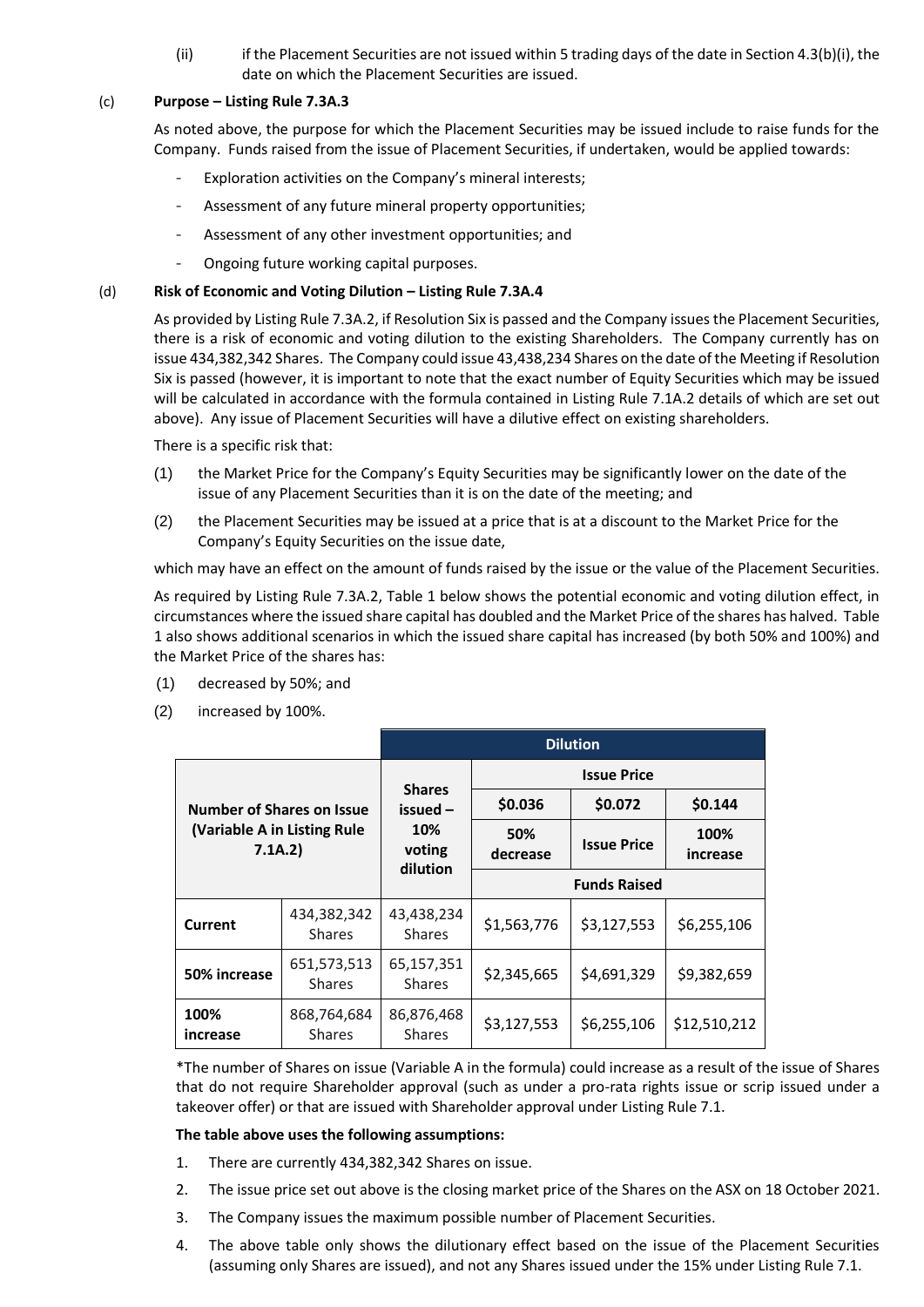(ii) if the Placement Securities are not issued within 5 trading days of the date in Section 4.3(b)(i), the date on which the Placement Securities are issued.

(c) **Purpose – Listing Rule 7.3A.3**

As noted above, the purpose for which the Placement Securities may be issued include to raise funds for the Company. Funds raised from the issue of Placement Securities, if undertaken, would be applied towards:

- Exploration activities on the Company's mineral interests;
- Assessment of any future mineral property opportunities;
- Assessment of any other investment opportunities; and
- Ongoing future working capital purposes.

(d) **Risk of Economic and Voting Dilution – Listing Rule 7.3A.4**

As provided by Listing Rule 7.3A.2, if Resolution Six is passed and the Company issues the Placement Securities, there is a risk of economic and voting dilution to the existing Shareholders. The Company currently has on issue 434,382,342 Shares. The Company could issue 43,438,234 Shares on the date of the Meeting if Resolution Six is passed (however, it is important to note that the exact number of Equity Securities which may be issued will be calculated in accordance with the formula contained in Listing Rule 7.1A.2 details of which are set out above). Any issue of Placement Securities will have a dilutive effect on existing shareholders.

There is a specific risk that:

(1) the Market Price for the Company's Equity Securities may be significantly lower on the date of the issue of any Placement Securities than it is on the date of the meeting; and

(2) the Placement Securities may be issued at a price that is at a discount to the Market Price for the Company's Equity Securities on the issue date,

which may have an effect on the amount of funds raised by the issue or the value of the Placement Securities.

As required by Listing Rule 7.3A.2, Table 1 below shows the potential economic and voting dilution effect, in circumstances where the issued share capital has doubled and the Market Price of the shares has halved. Table 1 also shows additional scenarios in which the issued share capital has increased (by both 50% and 100%) and the Market Price of the shares has:

(1) decreased by 50%; and

(2) increased by 100%.

| Number of Shares on Issue (Variable A in Listing Rule 7.1A.2) | | Dilution | | | |
|---|---|---|---|---|---|
| | | Shares issued – 10% voting dilution | Issue Price | | |
| | | | $0.036 | $0.072 | $0.144 |
| | | | 50% decrease | Issue Price | 100% increase |
| | | | Funds Raised | | |
| **Current** | 434,382,342 Shares | 43,438,234 Shares | $1,563,776 | $3,127,553 | $6,255,106 |
| **50% increase** | 651,573,513 Shares | 65,157,351 Shares | $2,345,665 | $4,691,329 | $9,382,659 |
| **100% increase** | 868,764,684 Shares | 86,876,468 Shares | $3,127,553 | $6,255,106 | $12,510,212 |

*The number of Shares on issue (Variable A in the formula) could increase as a result of the issue of Shares that do not require Shareholder approval (such as under a pro-rata rights issue or scrip issued under a takeover offer) or that are issued with Shareholder approval under Listing Rule 7.1.

**The table above uses the following assumptions:**

1. There are currently 434,382,342 Shares on issue.
2. The issue price set out above is the closing market price of the Shares on the ASX on 18 October 2021.
3. The Company issues the maximum possible number of Placement Securities.
4. The above table only shows the dilutionary effect based on the issue of the Placement Securities (assuming only Shares are issued), and not any Shares issued under the 15% under Listing Rule 7.1.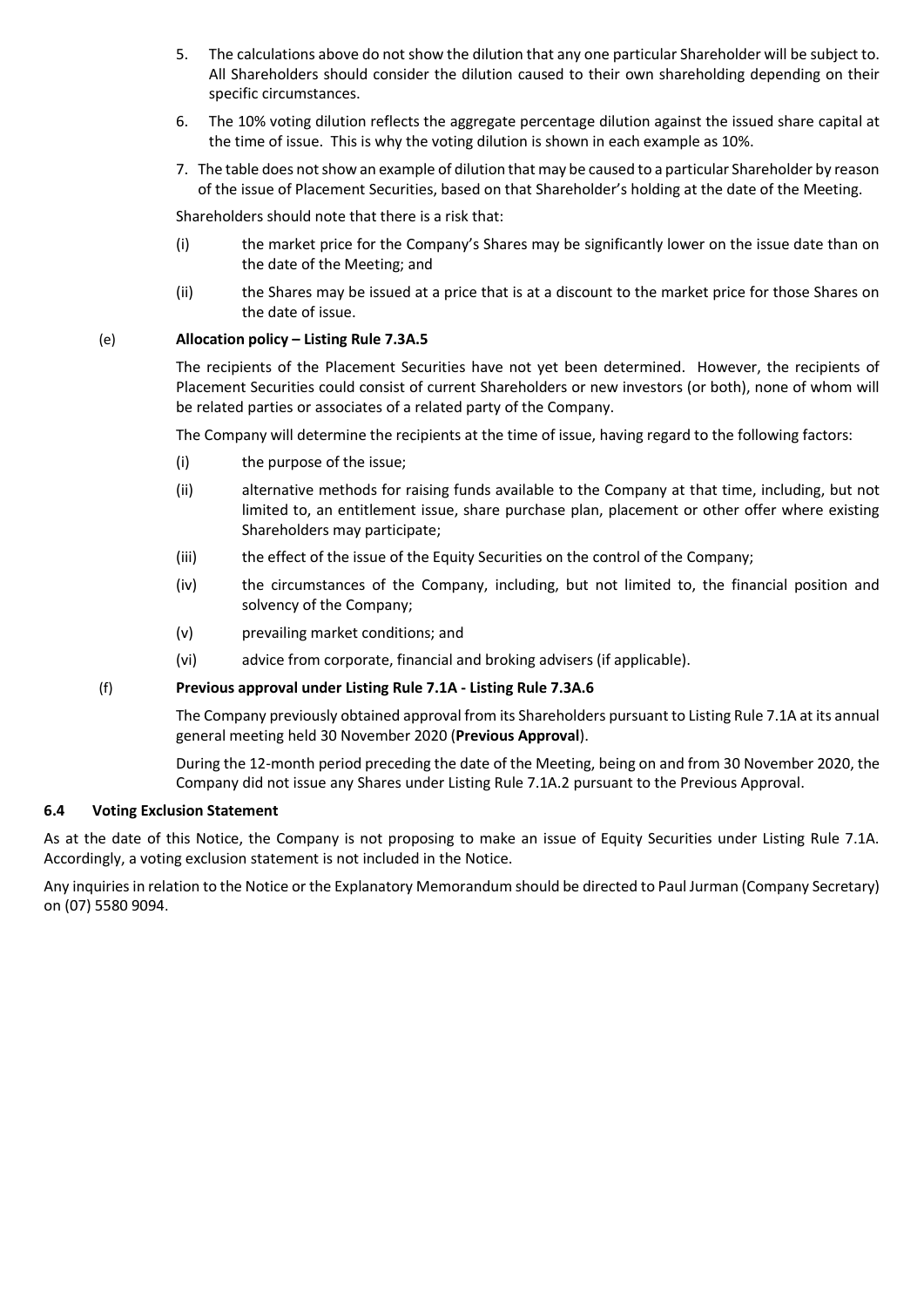5. The calculations above do not show the dilution that any one particular Shareholder will be subject to. All Shareholders should consider the dilution caused to their own shareholding depending on their specific circumstances.
6. The 10% voting dilution reflects the aggregate percentage dilution against the issued share capital at the time of issue. This is why the voting dilution is shown in each example as 10%.
7. The table does not show an example of dilution that may be caused to a particular Shareholder by reason of the issue of Placement Securities, based on that Shareholder's holding at the date of the Meeting.

Shareholders should note that there is a risk that:

(i) the market price for the Company's Shares may be significantly lower on the issue date than on the date of the Meeting; and

(ii) the Shares may be issued at a price that is at a discount to the market price for those Shares on the date of issue.

(e) **Allocation policy – Listing Rule 7.3A.5**

The recipients of the Placement Securities have not yet been determined. However, the recipients of Placement Securities could consist of current Shareholders or new investors (or both), none of whom will be related parties or associates of a related party of the Company.

The Company will determine the recipients at the time of issue, having regard to the following factors:

(i) the purpose of the issue;

(ii) alternative methods for raising funds available to the Company at that time, including, but not limited to, an entitlement issue, share purchase plan, placement or other offer where existing Shareholders may participate;

(iii) the effect of the issue of the Equity Securities on the control of the Company;

(iv) the circumstances of the Company, including, but not limited to, the financial position and solvency of the Company;

(v) prevailing market conditions; and

(vi) advice from corporate, financial and broking advisers (if applicable).

(f) **Previous approval under Listing Rule 7.1A - Listing Rule 7.3A.6**

The Company previously obtained approval from its Shareholders pursuant to Listing Rule 7.1A at its annual general meeting held 30 November 2020 (**Previous Approval**).

During the 12-month period preceding the date of the Meeting, being on and from 30 November 2020, the Company did not issue any Shares under Listing Rule 7.1A.2 pursuant to the Previous Approval.

### 6.4 Voting Exclusion Statement

As at the date of this Notice, the Company is not proposing to make an issue of Equity Securities under Listing Rule 7.1A. Accordingly, a voting exclusion statement is not included in the Notice.

Any inquiries in relation to the Notice or the Explanatory Memorandum should be directed to Paul Jurman (Company Secretary) on (07) 5580 9094.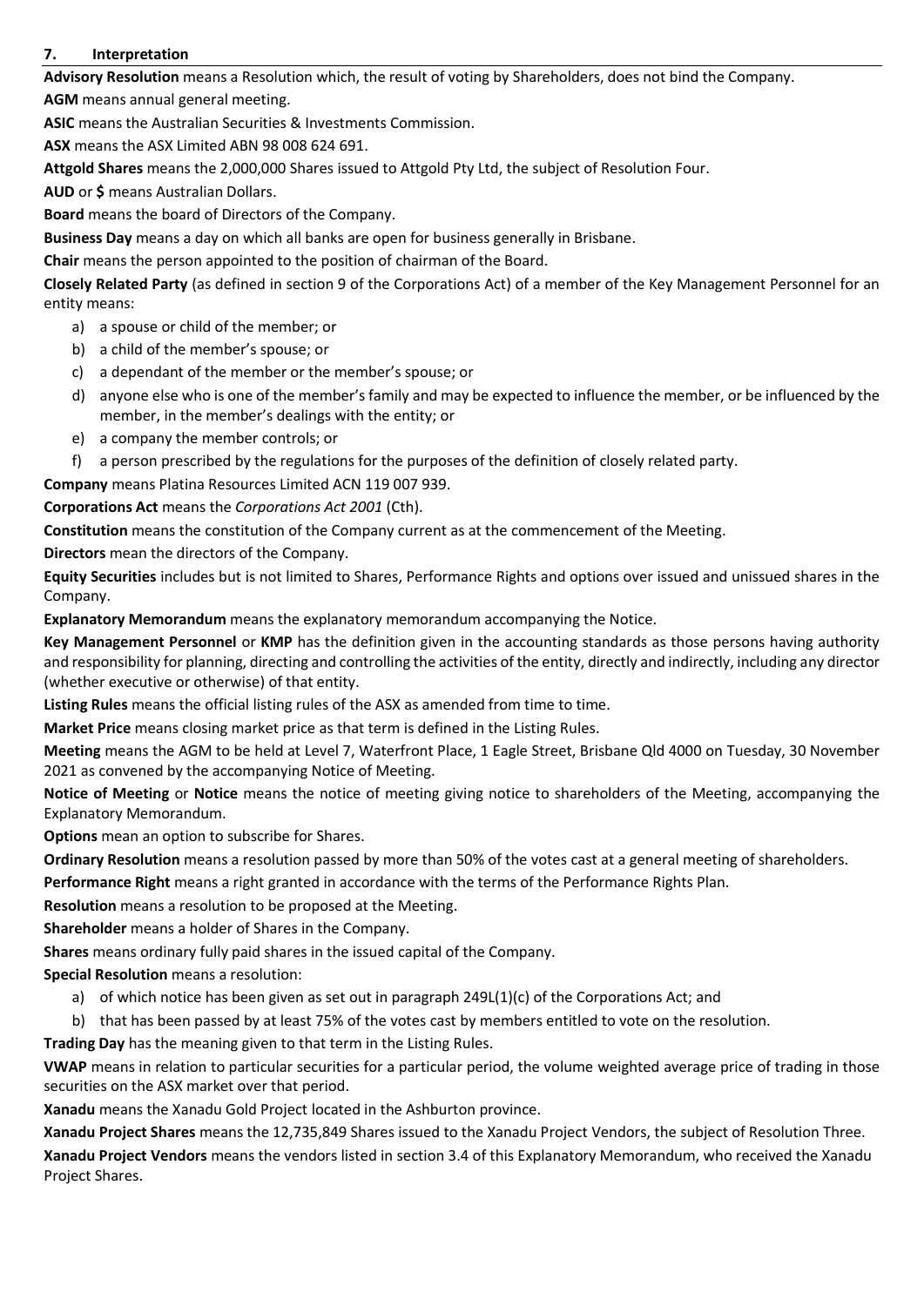## 7. Interpretation

**Advisory Resolution** means a Resolution which, the result of voting by Shareholders, does not bind the Company.

**AGM** means annual general meeting.

**ASIC** means the Australian Securities & Investments Commission.

**ASX** means the ASX Limited ABN 98 008 624 691.

**Attgold Shares** means the 2,000,000 Shares issued to Attgold Pty Ltd, the subject of Resolution Four.

**AUD** or **$** means Australian Dollars.

**Board** means the board of Directors of the Company.

**Business Day** means a day on which all banks are open for business generally in Brisbane.

**Chair** means the person appointed to the position of chairman of the Board.

**Closely Related Party** (as defined in section 9 of the Corporations Act) of a member of the Key Management Personnel for an entity means:

a) a spouse or child of the member; or
b) a child of the member's spouse; or
c) a dependant of the member or the member's spouse; or
d) anyone else who is one of the member's family and may be expected to influence the member, or be influenced by the member, in the member's dealings with the entity; or
e) a company the member controls; or
f) a person prescribed by the regulations for the purposes of the definition of closely related party.

**Company** means Platina Resources Limited ACN 119 007 939.

**Corporations Act** means the *Corporations Act 2001* (Cth).

**Constitution** means the constitution of the Company current as at the commencement of the Meeting.

**Directors** mean the directors of the Company.

**Equity Securities** includes but is not limited to Shares, Performance Rights and options over issued and unissued shares in the Company.

**Explanatory Memorandum** means the explanatory memorandum accompanying the Notice.

**Key Management Personnel** or **KMP** has the definition given in the accounting standards as those persons having authority and responsibility for planning, directing and controlling the activities of the entity, directly and indirectly, including any director (whether executive or otherwise) of that entity.

**Listing Rules** means the official listing rules of the ASX as amended from time to time.

**Market Price** means closing market price as that term is defined in the Listing Rules.

**Meeting** means the AGM to be held at Level 7, Waterfront Place, 1 Eagle Street, Brisbane Qld 4000 on Tuesday, 30 November 2021 as convened by the accompanying Notice of Meeting.

**Notice of Meeting** or **Notice** means the notice of meeting giving notice to shareholders of the Meeting, accompanying the Explanatory Memorandum.

**Options** mean an option to subscribe for Shares.

**Ordinary Resolution** means a resolution passed by more than 50% of the votes cast at a general meeting of shareholders.

**Performance Right** means a right granted in accordance with the terms of the Performance Rights Plan.

**Resolution** means a resolution to be proposed at the Meeting.

**Shareholder** means a holder of Shares in the Company.

**Shares** means ordinary fully paid shares in the issued capital of the Company.

**Special Resolution** means a resolution:

a) of which notice has been given as set out in paragraph 249L(1)(c) of the Corporations Act; and
b) that has been passed by at least 75% of the votes cast by members entitled to vote on the resolution.

**Trading Day** has the meaning given to that term in the Listing Rules.

**VWAP** means in relation to particular securities for a particular period, the volume weighted average price of trading in those securities on the ASX market over that period.

**Xanadu** means the Xanadu Gold Project located in the Ashburton province.

**Xanadu Project Shares** means the 12,735,849 Shares issued to the Xanadu Project Vendors, the subject of Resolution Three.

**Xanadu Project Vendors** means the vendors listed in section 3.4 of this Explanatory Memorandum, who received the Xanadu Project Shares.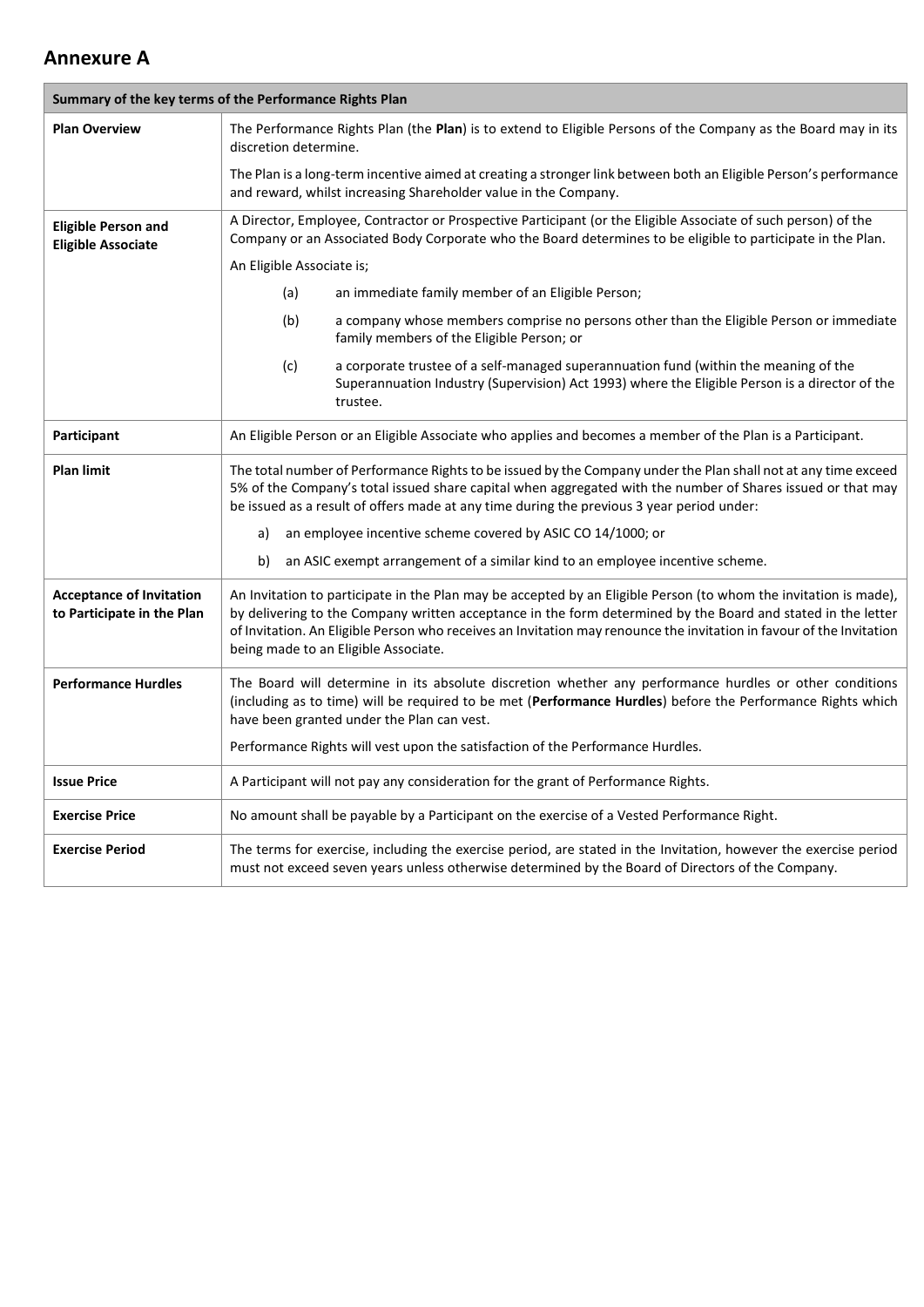## Annexure A

| Summary of the key terms of the Performance Rights Plan | |
|---|---|
| **Plan Overview** | The Performance Rights Plan (the **Plan**) is to extend to Eligible Persons of the Company as the Board may in its discretion determine.<br><br>The Plan is a long-term incentive aimed at creating a stronger link between both an Eligible Person's performance and reward, whilst increasing Shareholder value in the Company. |
| **Eligible Person and Eligible Associate** | A Director, Employee, Contractor or Prospective Participant (or the Eligible Associate of such person) of the Company or an Associated Body Corporate who the Board determines to be eligible to participate in the Plan.<br><br>An Eligible Associate is;<br><br>(a) an immediate family member of an Eligible Person;<br><br>(b) a company whose members comprise no persons other than the Eligible Person or immediate family members of the Eligible Person; or<br><br>(c) a corporate trustee of a self-managed superannuation fund (within the meaning of the Superannuation Industry (Supervision) Act 1993) where the Eligible Person is a director of the trustee. |
| **Participant** | An Eligible Person or an Eligible Associate who applies and becomes a member of the Plan is a Participant. |
| **Plan limit** | The total number of Performance Rights to be issued by the Company under the Plan shall not at any time exceed 5% of the Company's total issued share capital when aggregated with the number of Shares issued or that may be issued as a result of offers made at any time during the previous 3 year period under:<br><br>a) an employee incentive scheme covered by ASIC CO 14/1000; or<br><br>b) an ASIC exempt arrangement of a similar kind to an employee incentive scheme. |
| **Acceptance of Invitation to Participate in the Plan** | An Invitation to participate in the Plan may be accepted by an Eligible Person (to whom the invitation is made), by delivering to the Company written acceptance in the form determined by the Board and stated in the letter of Invitation. An Eligible Person who receives an Invitation may renounce the invitation in favour of the Invitation being made to an Eligible Associate. |
| **Performance Hurdles** | The Board will determine in its absolute discretion whether any performance hurdles or other conditions (including as to time) will be required to be met (**Performance Hurdles**) before the Performance Rights which have been granted under the Plan can vest.<br><br>Performance Rights will vest upon the satisfaction of the Performance Hurdles. |
| **Issue Price** | A Participant will not pay any consideration for the grant of Performance Rights. |
| **Exercise Price** | No amount shall be payable by a Participant on the exercise of a Vested Performance Right. |
| **Exercise Period** | The terms for exercise, including the exercise period, are stated in the Invitation, however the exercise period must not exceed seven years unless otherwise determined by the Board of Directors of the Company. |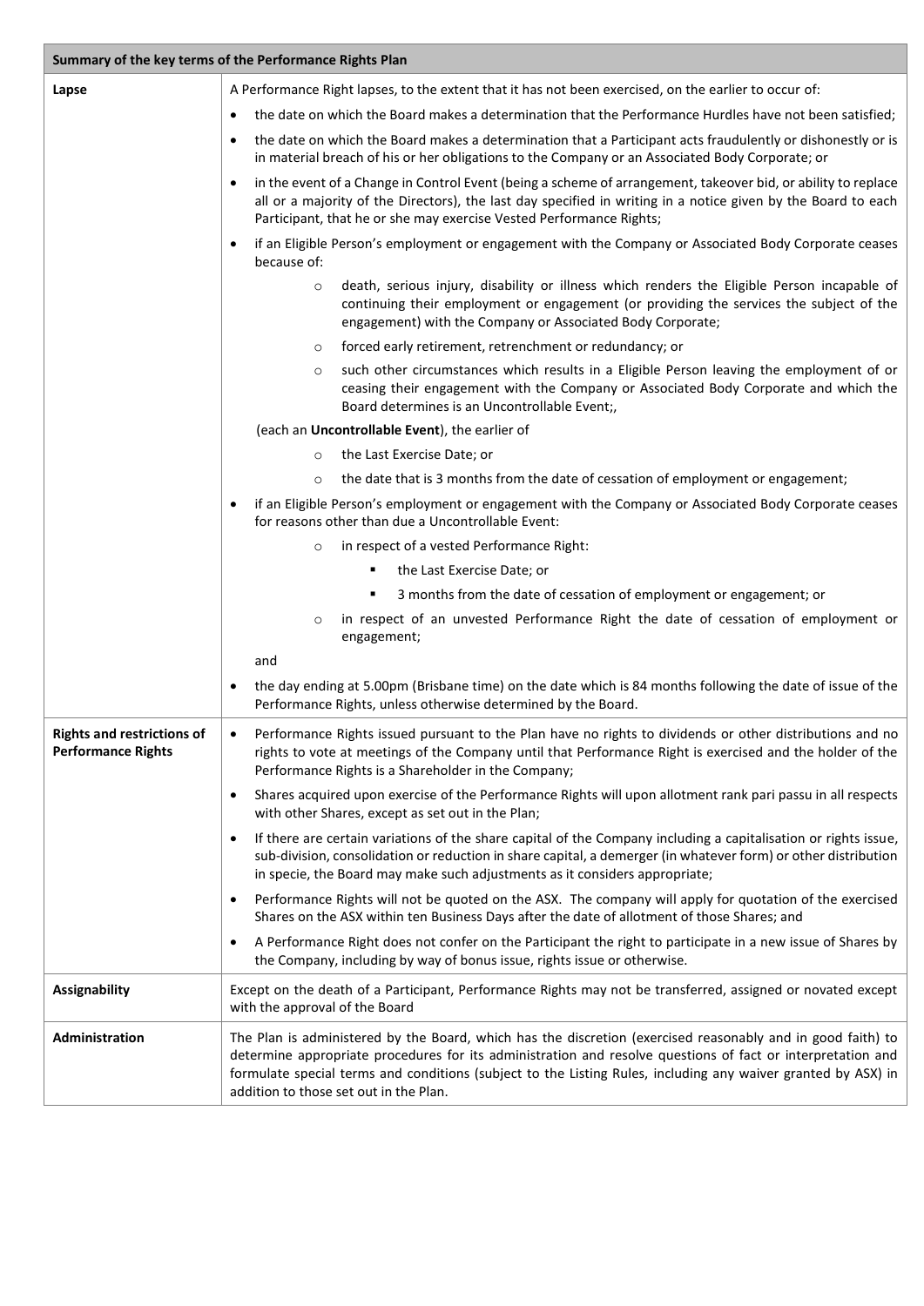| Summary of the key terms of the Performance Rights Plan | |
|---|---|
| **Lapse** | A Performance Right lapses, to the extent that it has not been exercised, on the earlier to occur of:<br>• the date on which the Board makes a determination that the Performance Hurdles have not been satisfied;<br>• the date on which the Board makes a determination that a Participant acts fraudulently or dishonestly or is in material breach of his or her obligations to the Company or an Associated Body Corporate; or<br>• in the event of a Change in Control Event (being a scheme of arrangement, takeover bid, or ability to replace all or a majority of the Directors), the last day specified in writing in a notice given by the Board to each Participant, that he or she may exercise Vested Performance Rights;<br>• if an Eligible Person's employment or engagement with the Company or Associated Body Corporate ceases because of:<br>  ○ death, serious injury, disability or illness which renders the Eligible Person incapable of continuing their employment or engagement (or providing the services the subject of the engagement) with the Company or Associated Body Corporate;<br>  ○ forced early retirement, retrenchment or redundancy; or<br>  ○ such other circumstances which results in a Eligible Person leaving the employment of or ceasing their engagement with the Company or Associated Body Corporate and which the Board determines is an Uncontrollable Event;,<br>(each an **Uncontrollable Event**), the earlier of<br>  ○ the Last Exercise Date; or<br>  ○ the date that is 3 months from the date of cessation of employment or engagement;<br>• if an Eligible Person's employment or engagement with the Company or Associated Body Corporate ceases for reasons other than due a Uncontrollable Event:<br>  ○ in respect of a vested Performance Right:<br>    ▪ the Last Exercise Date; or<br>    ▪ 3 months from the date of cessation of employment or engagement; or<br>  ○ in respect of an unvested Performance Right the date of cessation of employment or engagement;<br>and<br>• the day ending at 5.00pm (Brisbane time) on the date which is 84 months following the date of issue of the Performance Rights, unless otherwise determined by the Board. |
| **Rights and restrictions of Performance Rights** | • Performance Rights issued pursuant to the Plan have no rights to dividends or other distributions and no rights to vote at meetings of the Company until that Performance Right is exercised and the holder of the Performance Rights is a Shareholder in the Company;<br>• Shares acquired upon exercise of the Performance Rights will upon allotment rank pari passu in all respects with other Shares, except as set out in the Plan;<br>• If there are certain variations of the share capital of the Company including a capitalisation or rights issue, sub-division, consolidation or reduction in share capital, a demerger (in whatever form) or other distribution in specie, the Board may make such adjustments as it considers appropriate;<br>• Performance Rights will not be quoted on the ASX. The company will apply for quotation of the exercised Shares on the ASX within ten Business Days after the date of allotment of those Shares; and<br>• A Performance Right does not confer on the Participant the right to participate in a new issue of Shares by the Company, including by way of bonus issue, rights issue or otherwise. |
| **Assignability** | Except on the death of a Participant, Performance Rights may not be transferred, assigned or novated except with the approval of the Board |
| **Administration** | The Plan is administered by the Board, which has the discretion (exercised reasonably and in good faith) to determine appropriate procedures for its administration and resolve questions of fact or interpretation and formulate special terms and conditions (subject to the Listing Rules, including any waiver granted by ASX) in addition to those set out in the Plan. |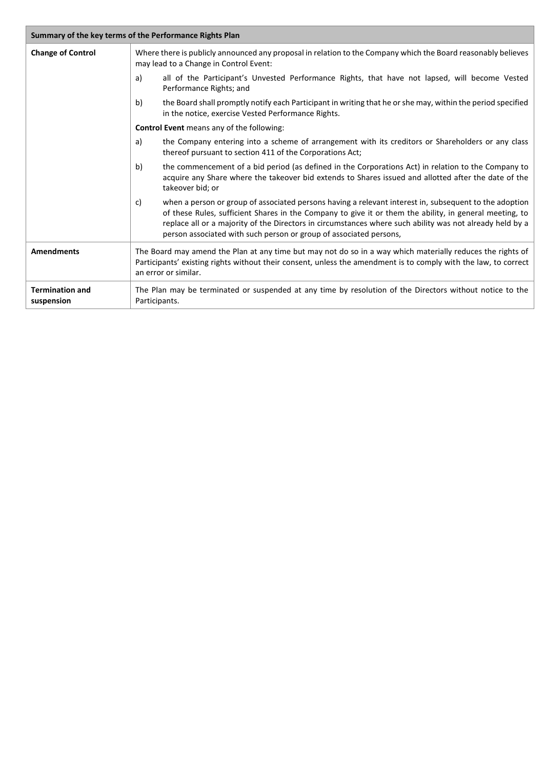| Summary of the key terms of the Performance Rights Plan | |
|---|---|
| **Change of Control** | Where there is publicly announced any proposal in relation to the Company which the Board reasonably believes may lead to a Change in Control Event:<br><br>a) all of the Participant's Unvested Performance Rights, that have not lapsed, will become Vested Performance Rights; and<br><br>b) the Board shall promptly notify each Participant in writing that he or she may, within the period specified in the notice, exercise Vested Performance Rights.<br><br>**Control Event** means any of the following:<br><br>a) the Company entering into a scheme of arrangement with its creditors or Shareholders or any class thereof pursuant to section 411 of the Corporations Act;<br><br>b) the commencement of a bid period (as defined in the Corporations Act) in relation to the Company to acquire any Share where the takeover bid extends to Shares issued and allotted after the date of the takeover bid; or<br><br>c) when a person or group of associated persons having a relevant interest in, subsequent to the adoption of these Rules, sufficient Shares in the Company to give it or them the ability, in general meeting, to replace all or a majority of the Directors in circumstances where such ability was not already held by a person associated with such person or group of associated persons, |
| **Amendments** | The Board may amend the Plan at any time but may not do so in a way which materially reduces the rights of Participants' existing rights without their consent, unless the amendment is to comply with the law, to correct an error or similar. |
| **Termination and suspension** | The Plan may be terminated or suspended at any time by resolution of the Directors without notice to the Participants. |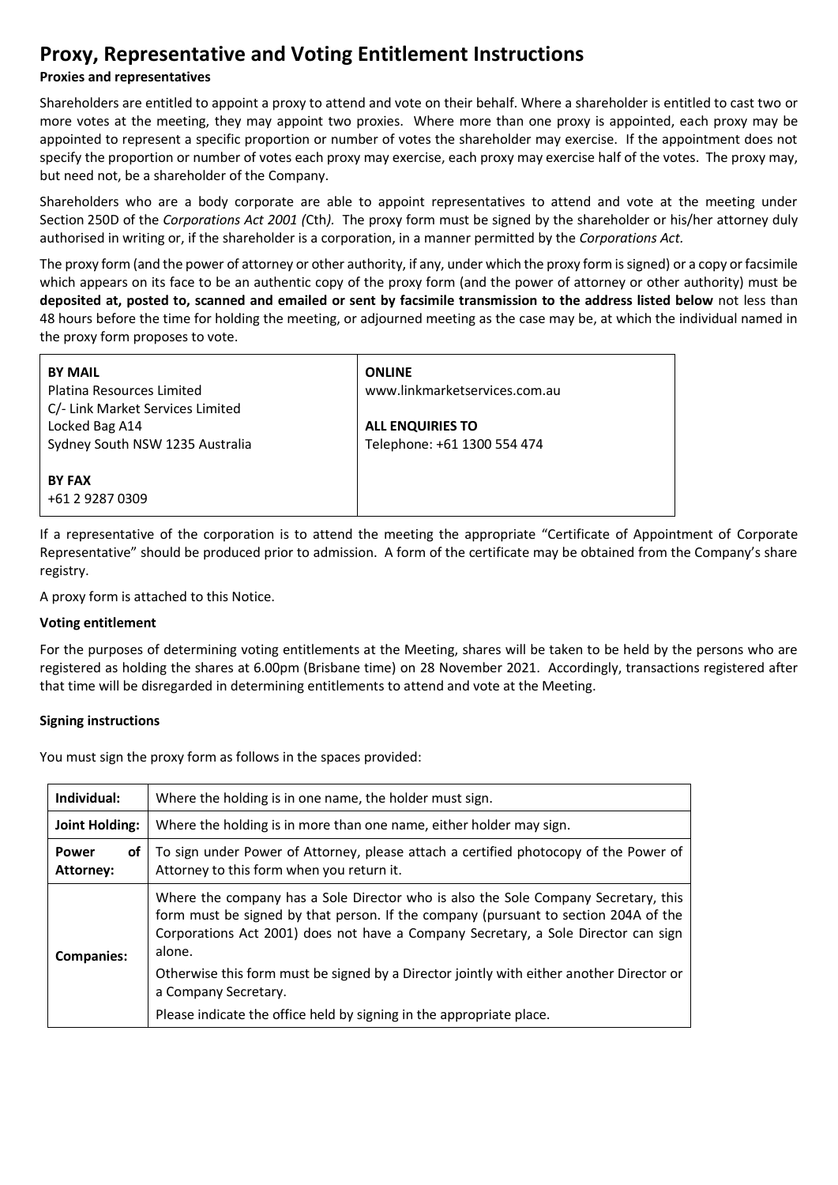# Proxy, Representative and Voting Entitlement Instructions

**Proxies and representatives**

Shareholders are entitled to appoint a proxy to attend and vote on their behalf. Where a shareholder is entitled to cast two or more votes at the meeting, they may appoint two proxies. Where more than one proxy is appointed, each proxy may be appointed to represent a specific proportion or number of votes the shareholder may exercise. If the appointment does not specify the proportion or number of votes each proxy may exercise, each proxy may exercise half of the votes. The proxy may, but need not, be a shareholder of the Company.

Shareholders who are a body corporate are able to appoint representatives to attend and vote at the meeting under Section 250D of the *Corporations Act 2001 (*Cth*).* The proxy form must be signed by the shareholder or his/her attorney duly authorised in writing or, if the shareholder is a corporation, in a manner permitted by the *Corporations Act.*

The proxy form (and the power of attorney or other authority, if any, under which the proxy form is signed) or a copy or facsimile which appears on its face to be an authentic copy of the proxy form (and the power of attorney or other authority) must be **deposited at, posted to, scanned and emailed or sent by facsimile transmission to the address listed below** not less than 48 hours before the time for holding the meeting, or adjourned meeting as the case may be, at which the individual named in the proxy form proposes to vote.

| | |
|---|---|
| **BY MAIL**<br>Platina Resources Limited<br>C/- Link Market Services Limited<br>Locked Bag A14<br>Sydney South NSW 1235 Australia<br><br>**BY FAX**<br>+61 2 9287 0309 | **ONLINE**<br>www.linkmarketservices.com.au<br><br>**ALL ENQUIRIES TO**<br>Telephone: +61 1300 554 474 |

If a representative of the corporation is to attend the meeting the appropriate "Certificate of Appointment of Corporate Representative" should be produced prior to admission. A form of the certificate may be obtained from the Company's share registry.

A proxy form is attached to this Notice.

**Voting entitlement**

For the purposes of determining voting entitlements at the Meeting, shares will be taken to be held by the persons who are registered as holding the shares at 6.00pm (Brisbane time) on 28 November 2021. Accordingly, transactions registered after that time will be disregarded in determining entitlements to attend and vote at the Meeting.

**Signing instructions**

You must sign the proxy form as follows in the spaces provided:

| | |
|---|---|
| **Individual:** | Where the holding is in one name, the holder must sign. |
| **Joint Holding:** | Where the holding is in more than one name, either holder may sign. |
| **Power of Attorney:** | To sign under Power of Attorney, please attach a certified photocopy of the Power of Attorney to this form when you return it. |
| **Companies:** | Where the company has a Sole Director who is also the Sole Company Secretary, this form must be signed by that person. If the company (pursuant to section 204A of the Corporations Act 2001) does not have a Company Secretary, a Sole Director can sign alone.<br><br>Otherwise this form must be signed by a Director jointly with either another Director or a Company Secretary.<br><br>Please indicate the office held by signing in the appropriate place. |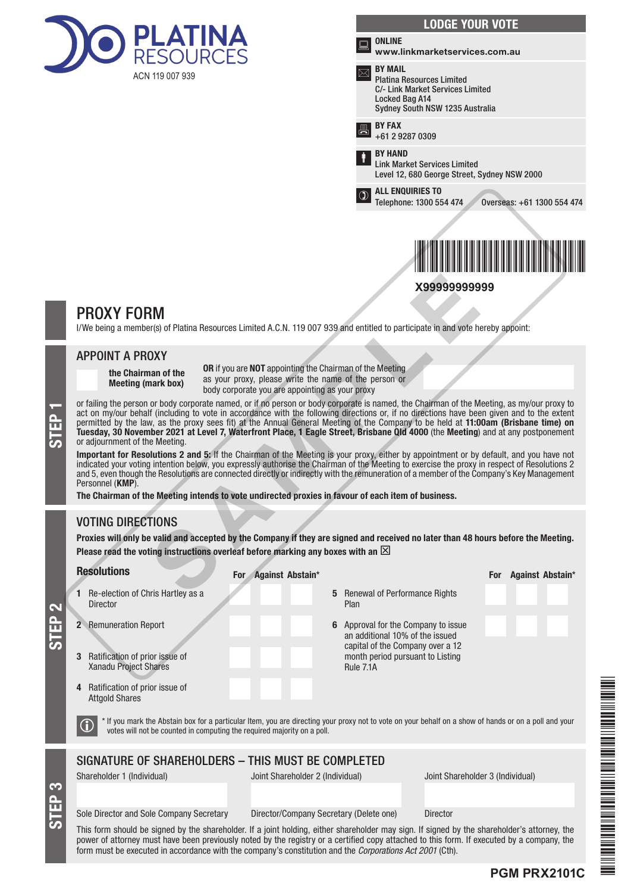**PLATINA RESOURCES**
ACN 119 007 939

## LODGE YOUR VOTE

**ONLINE**
**www.linkmarketservices.com.au**

**BY MAIL**
Platina Resources Limited
C/- Link Market Services Limited
Locked Bag A14
Sydney South NSW 1235 Australia

**BY FAX**
+61 2 9287 0309

**BY HAND**
Link Market Services Limited
Level 12, 680 George Street, Sydney NSW 2000

**ALL ENQUIRIES TO**
Telephone: 1300 554 474 Overseas: +61 1300 554 474

**X99999999999**

# PROXY FORM

I/We being a member(s) of Platina Resources Limited A.C.N. 119 007 939 and entitled to participate in and vote hereby appoint:

## STEP 1

### APPOINT A PROXY

**the Chairman of the Meeting (mark box)**

**OR** if you are **NOT** appointing the Chairman of the Meeting as your proxy, please write the name of the person or body corporate you are appointing as your proxy

or failing the person or body corporate is named, or if no person or body corporate is named, the Chairman of the Meeting, as my/our proxy to act on my/our behalf (including to vote in accordance with the following directions or, if no directions have been given and to the extent permitted by the law, as the proxy sees fit) at the Annual General Meeting of the Company to be held at **11:00am (Brisbane time) on Tuesday, 30 November 2021 at Level 7, Waterfront Place, 1 Eagle Street, Brisbane Qld 4000** (the **Meeting**) and at any postponement or adjournment of the Meeting.

**Important for Resolutions 2 and 5:** If the Chairman of the Meeting is your proxy, either by appointment or by default, and you have not indicated your voting intention below, you expressly authorise the Chairman of the Meeting to exercise the proxy in respect of Resolutions 2 and 5, even though the Resolutions are connected directly or indirectly with the remuneration of a member of the Company's Key Management Personnel (**KMP**).

**The Chairman of the Meeting intends to vote undirected proxies in favour of each item of business.**

## STEP 2

### VOTING DIRECTIONS

**Proxies will only be valid and accepted by the Company if they are signed and received no later than 48 hours before the Meeting.**
**Please read the voting instructions overleaf before marking any boxes with an ☒**

| Resolutions | For | Against | Abstain* |
|---|---|---|---|
| 1 Re-election of Chris Hartley as a Director | | | |
| 2 Remuneration Report | | | |
| 3 Ratification of prior issue of Xanadu Project Shares | | | |
| 4 Ratification of prior issue of Attgold Shares | | | |
| 5 Renewal of Performance Rights Plan | | | |
| 6 Approval for the Company to issue an additional 10% of the issued capital of the Company over a 12 month period pursuant to Listing Rule 7.1A | | | |

\* If you mark the Abstain box for a particular Item, you are directing your proxy not to vote on your behalf on a show of hands or on a poll and your votes will not be counted in computing the required majority on a poll.

## STEP 3

### SIGNATURE OF SHAREHOLDERS – THIS MUST BE COMPLETED

| Shareholder 1 (Individual) | Joint Shareholder 2 (Individual) | Joint Shareholder 3 (Individual) |
|---|---|---|
| | | |
| Sole Director and Sole Company Secretary | Director/Company Secretary (Delete one) | Director |

This form should be signed by the shareholder. If a joint holding, either shareholder may sign. If signed by the shareholder's attorney, the power of attorney must have been previously noted by the registry or a certified copy attached to this form. If executed by a company, the form must be executed in accordance with the company's constitution and the *Corporations Act 2001* (Cth).

**PGM PRX2101C**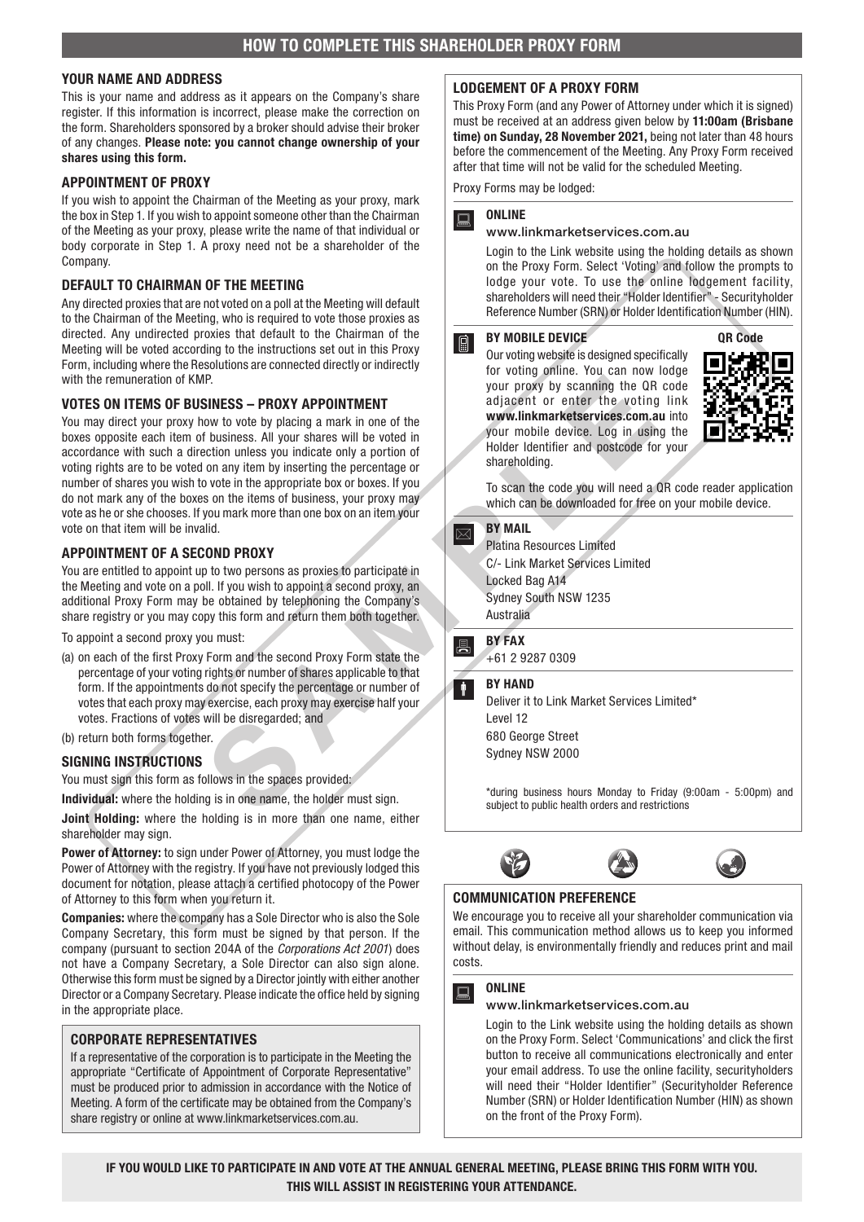# HOW TO COMPLETE THIS SHAREHOLDER PROXY FORM

## YOUR NAME AND ADDRESS

This is your name and address as it appears on the Company's share register. If this information is incorrect, please make the correction on the form. Shareholders sponsored by a broker should advise their broker of any changes. **Please note: you cannot change ownership of your shares using this form.**

## APPOINTMENT OF PROXY

If you wish to appoint the Chairman of the Meeting as your proxy, mark the box in Step 1. If you wish to appoint someone other than the Chairman of the Meeting as your proxy, please write the name of that individual or body corporate in Step 1. A proxy need not be a shareholder of the Company.

## DEFAULT TO CHAIRMAN OF THE MEETING

Any directed proxies that are not voted on a poll at the Meeting will default to the Chairman of the Meeting, who is required to vote those proxies as directed. Any undirected proxies that default to the Chairman of the Meeting will be voted according to the instructions set out in this Proxy Form, including where the Resolutions are connected directly or indirectly with the remuneration of KMP.

## VOTES ON ITEMS OF BUSINESS – PROXY APPOINTMENT

You may direct your proxy how to vote by placing a mark in one of the boxes opposite each item of business. All your shares will be voted in accordance with such a direction unless you indicate only a portion of voting rights are to be voted on any item by inserting the percentage or number of shares you wish to vote in the appropriate box or boxes. If you do not mark any of the boxes on the items of business, your proxy may vote as he or she chooses. If you mark more than one box on an item your vote on that item will be invalid.

## APPOINTMENT OF A SECOND PROXY

You are entitled to appoint up to two persons as proxies to participate in the Meeting and vote on a poll. If you wish to appoint a second proxy, an additional Proxy Form may be obtained by telephoning the Company's share registry or you may copy this form and return them both together.

To appoint a second proxy you must:

(a) on each of the first Proxy Form and the second Proxy Form state the percentage of your voting rights or number of shares applicable to that form. If the appointments do not specify the percentage or number of votes that each proxy may exercise, each proxy may exercise half your votes. Fractions of votes will be disregarded; and

(b) return both forms together.

## SIGNING INSTRUCTIONS

You must sign this form as follows in the spaces provided:

**Individual:** where the holding is in one name, the holder must sign.

**Joint Holding:** where the holding is in more than one name, either shareholder may sign.

**Power of Attorney:** to sign under Power of Attorney, you must lodge the Power of Attorney with the registry. If you have not previously lodged this document for notation, please attach a certified photocopy of the Power of Attorney to this form when you return it.

**Companies:** where the company has a Sole Director who is also the Sole Company Secretary, this form must be signed by that person. If the company (pursuant to section 204A of the *Corporations Act 2001*) does not have a Company Secretary, a Sole Director can also sign alone. Otherwise this form must be signed by a Director jointly with either another Director or a Company Secretary. Please indicate the office held by signing in the appropriate place.

## CORPORATE REPRESENTATIVES

If a representative of the corporation is to participate in the Meeting the appropriate "Certificate of Appointment of Corporate Representative" must be produced prior to admission in accordance with the Notice of Meeting. A form of the certificate may be obtained from the Company's share registry or online at www.linkmarketservices.com.au.

## LODGEMENT OF A PROXY FORM

This Proxy Form (and any Power of Attorney under which it is signed) must be received at an address given below by **11:00am (Brisbane time) on Sunday, 28 November 2021,** being not later than 48 hours before the commencement of the Meeting. Any Proxy Form received after that time will not be valid for the scheduled Meeting.

Proxy Forms may be lodged:

### ONLINE

www.linkmarketservices.com.au

Login to the Link website using the holding details as shown on the Proxy Form. Select 'Voting' and follow the prompts to lodge your vote. To use the online lodgement facility, shareholders will need their "Holder Identifier" - Securityholder Reference Number (SRN) or Holder Identification Number (HIN).

### BY MOBILE DEVICE

QR Code

Our voting website is designed specifically for voting online. You can now lodge your proxy by scanning the QR code adjacent or enter the voting link **www.linkmarketservices.com.au** into your mobile device. Log in using the Holder Identifier and postcode for your shareholding.

To scan the code you will need a QR code reader application which can be downloaded for free on your mobile device.

### BY MAIL

Platina Resources Limited
C/- Link Market Services Limited
Locked Bag A14
Sydney South NSW 1235
Australia

### BY FAX

+61 2 9287 0309

### BY HAND

Deliver it to Link Market Services Limited*
Level 12
680 George Street
Sydney NSW 2000

*during business hours Monday to Friday (9:00am - 5:00pm) and subject to public health orders and restrictions

## COMMUNICATION PREFERENCE

We encourage you to receive all your shareholder communication via email. This communication method allows us to keep you informed without delay, is environmentally friendly and reduces print and mail costs.

### ONLINE

www.linkmarketservices.com.au

Login to the Link website using the holding details as shown on the Proxy Form. Select 'Communications' and click the first button to receive all communications electronically and enter your email address. To use the online facility, securityholders will need their "Holder Identifier" (Securityholder Reference Number (SRN) or Holder Identification Number (HIN) as shown on the front of the Proxy Form).

**IF YOU WOULD LIKE TO PARTICIPATE IN AND VOTE AT THE ANNUAL GENERAL MEETING, PLEASE BRING THIS FORM WITH YOU. THIS WILL ASSIST IN REGISTERING YOUR ATTENDANCE.**